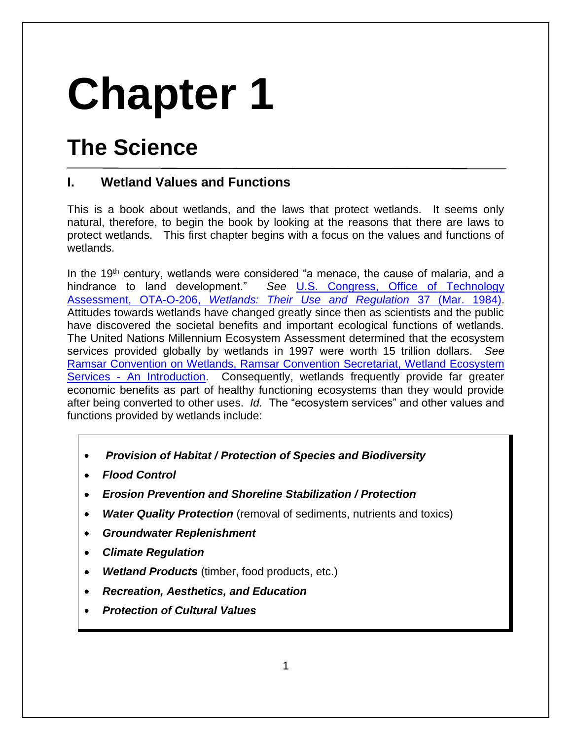# Chapter 1

## The Science

### I. Wetland Values and Functions

This is a book about wetlands, and the laws that protect wetlands. It seems only natural, therefore, to begin the book by looking at the reasons that there are laws to protect wetlands. This first chapter begins with a focus on the values and functions of wetlands.

In the 19th century, wetlands were considered "a menace, the cause of malaria, and a hindrance to land development." *See* U.S. Congress, Office of Technology Assessment, OTA-O-206, *Wetlands: Their Use and Regulation* 37 (Mar. 1984). Attitudes towards wetlands have changed greatly since then as scientists and the public have discovered the societal benefits and important ecological functions of wetlands. The United Nations Millennium Ecosystem Assessment determined that the ecosystem services provided globally by wetlands in 1997 were worth 15 trillion dollars. *See* Ramsar Convention on Wetlands, Ramsar Convention Secretariat, Wetland Ecosystem Services - An Introduction. Consequently, wetlands frequently provide far greater economic benefits as part of healthy functioning ecosystems than they would provide after being converted to other uses. *Id.* The "ecosystem services" and other values and functions provided by wetlands include:

- ***Provision of Habitat / Protection of Species and Biodiversity***
- ***Flood Control***
- ***Erosion Prevention and Shoreline Stabilization / Protection***
- ***Water Quality Protection*** (removal of sediments, nutrients and toxics)
- ***Groundwater Replenishment***
- ***Climate Regulation***
- ***Wetland Products*** (timber, food products, etc.)
- ***Recreation, Aesthetics, and Education***
- ***Protection of Cultural Values***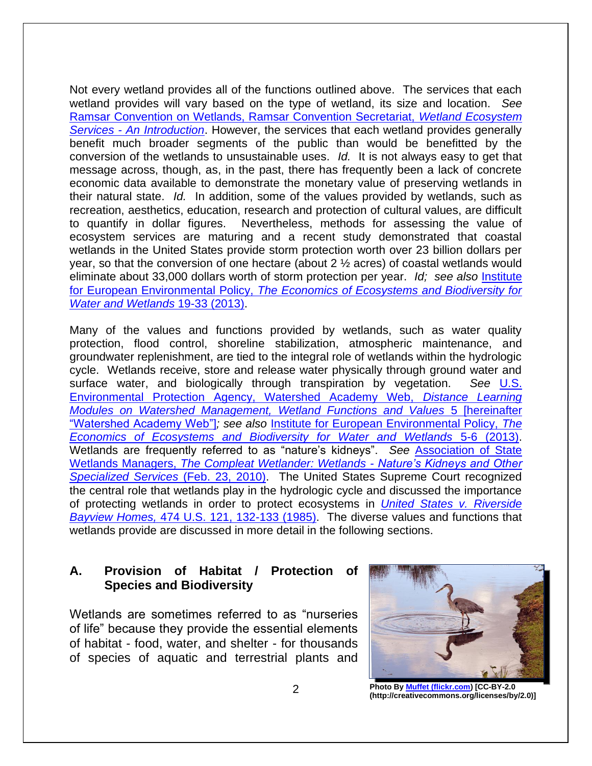Not every wetland provides all of the functions outlined above. The services that each wetland provides will vary based on the type of wetland, its size and location. *See* Ramsar Convention on Wetlands, Ramsar Convention Secretariat, *Wetland Ecosystem Services - An Introduction*. However, the services that each wetland provides generally benefit much broader segments of the public than would be benefitted by the conversion of the wetlands to unsustainable uses. *Id.* It is not always easy to get that message across, though, as, in the past, there has frequently been a lack of concrete economic data available to demonstrate the monetary value of preserving wetlands in their natural state. *Id.* In addition, some of the values provided by wetlands, such as recreation, aesthetics, education, research and protection of cultural values, are difficult to quantify in dollar figures. Nevertheless, methods for assessing the value of ecosystem services are maturing and a recent study demonstrated that coastal wetlands in the United States provide storm protection worth over 23 billion dollars per year, so that the conversion of one hectare (about 2 ½ acres) of coastal wetlands would eliminate about 33,000 dollars worth of storm protection per year. *Id; see also* Institute for European Environmental Policy, *The Economics of Ecosystems and Biodiversity for Water and Wetlands* 19-33 (2013).

Many of the values and functions provided by wetlands, such as water quality protection, flood control, shoreline stabilization, atmospheric maintenance, and groundwater replenishment, are tied to the integral role of wetlands within the hydrologic cycle. Wetlands receive, store and release water physically through ground water and surface water, and biologically through transpiration by vegetation. *See* U.S. Environmental Protection Agency, Watershed Academy Web, *Distance Learning Modules on Watershed Management, Wetland Functions and Values* 5 [hereinafter "Watershed Academy Web"]*; see also* Institute for European Environmental Policy, *The Economics of Ecosystems and Biodiversity for Water and Wetlands* 5-6 (2013). Wetlands are frequently referred to as "nature's kidneys". *See* Association of State Wetlands Managers, *The Compleat Wetlander: Wetlands - Nature's Kidneys and Other Specialized Services* (Feb. 23, 2010). The United States Supreme Court recognized the central role that wetlands play in the hydrologic cycle and discussed the importance of protecting wetlands in order to protect ecosystems in *United States v. Riverside Bayview Homes,* 474 U.S. 121, 132-133 (1985). The diverse values and functions that wetlands provide are discussed in more detail in the following sections.

## A. Provision of Habitat / Protection of Species and Biodiversity

Wetlands are sometimes referred to as "nurseries of life" because they provide the essential elements of habitat - food, water, and shelter - for thousands of species of aquatic and terrestrial plants and

**Photo By Muffet (flickr.com) [CC-BY-2.0 (http://creativecommons.org/licenses/by/2.0)]**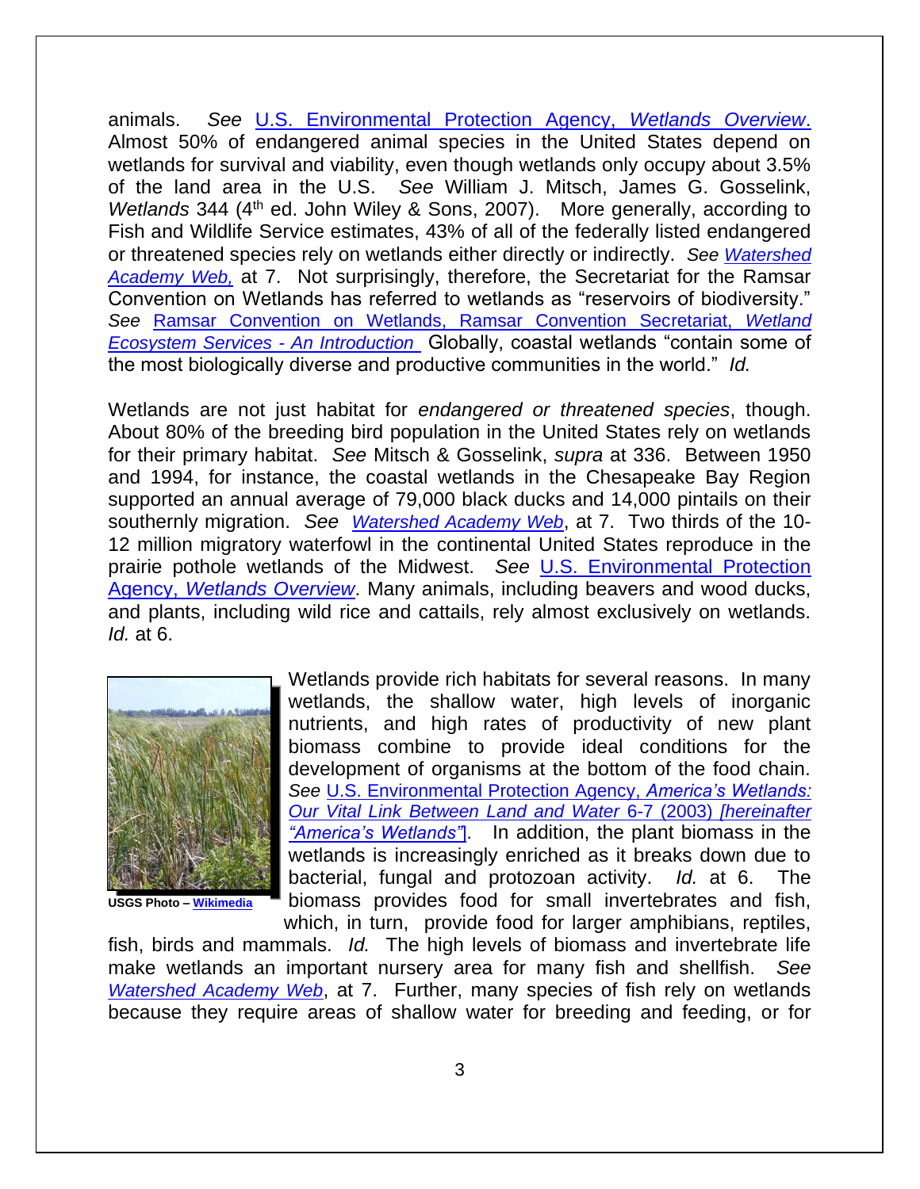animals. *See* U.S. Environmental Protection Agency, *Wetlands Overview*. Almost 50% of endangered animal species in the United States depend on wetlands for survival and viability, even though wetlands only occupy about 3.5% of the land area in the U.S. *See* William J. Mitsch, James G. Gosselink, *Wetlands* 344 (4th ed. John Wiley & Sons, 2007). More generally, according to Fish and Wildlife Service estimates, 43% of all of the federally listed endangered or threatened species rely on wetlands either directly or indirectly. *See Watershed Academy Web,* at 7. Not surprisingly, therefore, the Secretariat for the Ramsar Convention on Wetlands has referred to wetlands as "reservoirs of biodiversity." *See* Ramsar Convention on Wetlands, Ramsar Convention Secretariat, *Wetland Ecosystem Services - An Introduction* Globally, coastal wetlands "contain some of the most biologically diverse and productive communities in the world." *Id.*

Wetlands are not just habitat for *endangered or threatened species*, though. About 80% of the breeding bird population in the United States rely on wetlands for their primary habitat. *See* Mitsch & Gosselink, *supra* at 336. Between 1950 and 1994, for instance, the coastal wetlands in the Chesapeake Bay Region supported an annual average of 79,000 black ducks and 14,000 pintails on their southernly migration. *See Watershed Academy Web*, at 7. Two thirds of the 10-12 million migratory waterfowl in the continental United States reproduce in the prairie pothole wetlands of the Midwest. *See* U.S. Environmental Protection Agency, *Wetlands Overview*. Many animals, including beavers and wood ducks, and plants, including wild rice and cattails, rely almost exclusively on wetlands. *Id.* at 6.

**USGS Photo – Wikimedia**

Wetlands provide rich habitats for several reasons. In many wetlands, the shallow water, high levels of inorganic nutrients, and high rates of productivity of new plant biomass combine to provide ideal conditions for the development of organisms at the bottom of the food chain. *See* U.S. Environmental Protection Agency, *America's Wetlands: Our Vital Link Between Land and Water* 6-7 (2003) *[hereinafter "America's Wetlands"]*. In addition, the plant biomass in the wetlands is increasingly enriched as it breaks down due to bacterial, fungal and protozoan activity. *Id.* at 6. The biomass provides food for small invertebrates and fish, which, in turn, provide food for larger amphibians, reptiles, fish, birds and mammals. *Id.* The high levels of biomass and invertebrate life make wetlands an important nursery area for many fish and shellfish. *See Watershed Academy Web*, at 7. Further, many species of fish rely on wetlands because they require areas of shallow water for breeding and feeding, or for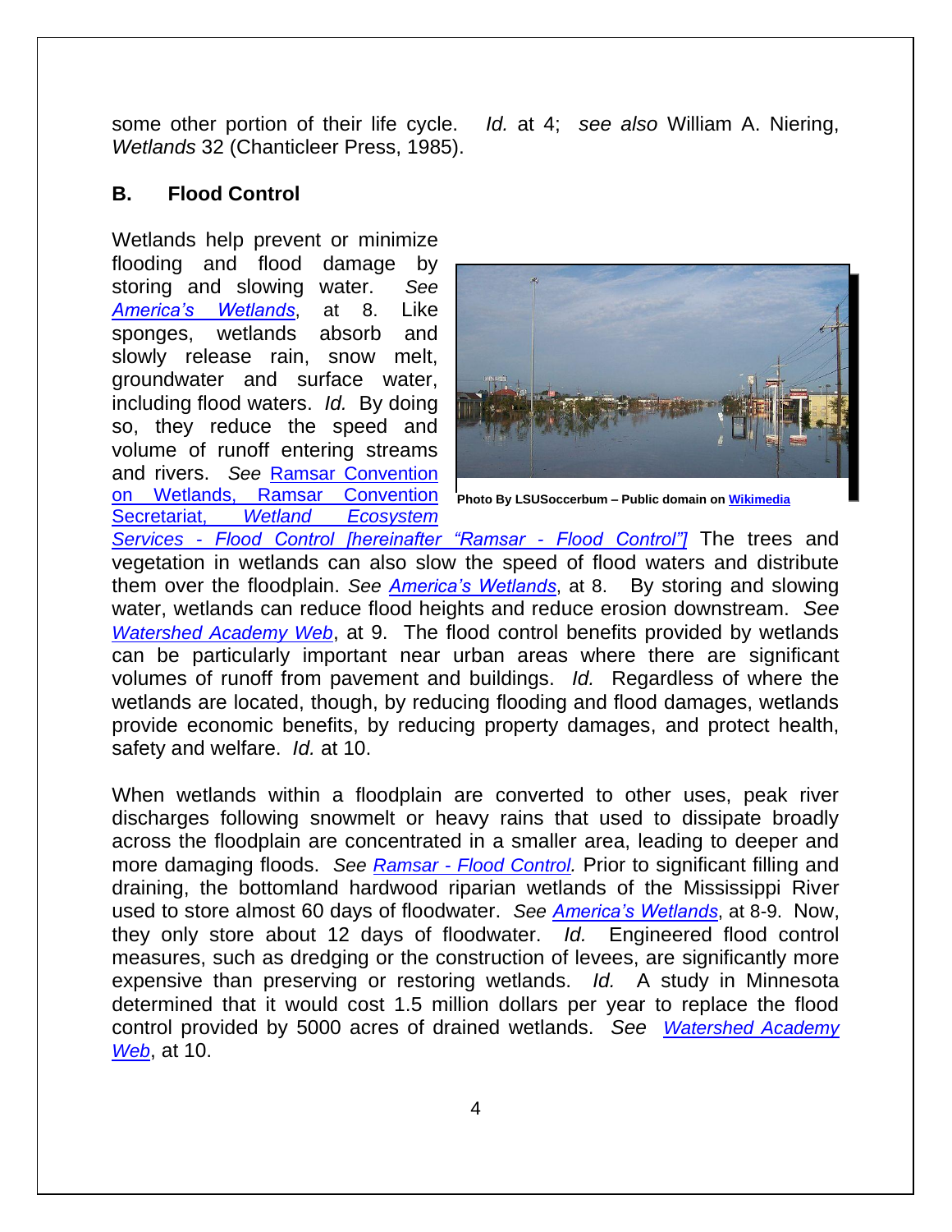some other portion of their life cycle. *Id.* at 4; *see also* William A. Niering, *Wetlands* 32 (Chanticleer Press, 1985).

## B. Flood Control

Wetlands help prevent or minimize flooding and flood damage by storing and slowing water. *See America's Wetlands*, at 8. Like sponges, wetlands absorb and slowly release rain, snow melt, groundwater and surface water, including flood waters. *Id.* By doing so, they reduce the speed and volume of runoff entering streams and rivers. *See* Ramsar Convention on Wetlands, Ramsar Convention Secretariat, *Wetland Ecosystem Services - Flood Control [hereinafter "Ramsar - Flood Control"]* The trees and vegetation in wetlands can also slow the speed of flood waters and distribute them over the floodplain. *See America's Wetlands*, at 8. By storing and slowing water, wetlands can reduce flood heights and reduce erosion downstream. *See Watershed Academy Web*, at 9. The flood control benefits provided by wetlands can be particularly important near urban areas where there are significant volumes of runoff from pavement and buildings. *Id.* Regardless of where the wetlands are located, though, by reducing flooding and flood damages, wetlands provide economic benefits, by reducing property damages, and protect health, safety and welfare. *Id.* at 10.

**Photo By LSUSoccerbum – Public domain on Wikimedia**

When wetlands within a floodplain are converted to other uses, peak river discharges following snowmelt or heavy rains that used to dissipate broadly across the floodplain are concentrated in a smaller area, leading to deeper and more damaging floods. *See Ramsar - Flood Control.* Prior to significant filling and draining, the bottomland hardwood riparian wetlands of the Mississippi River used to store almost 60 days of floodwater. *See America's Wetlands*, at 8-9. Now, they only store about 12 days of floodwater. *Id.* Engineered flood control measures, such as dredging or the construction of levees, are significantly more expensive than preserving or restoring wetlands. *Id.* A study in Minnesota determined that it would cost 1.5 million dollars per year to replace the flood control provided by 5000 acres of drained wetlands. *See Watershed Academy Web*, at 10.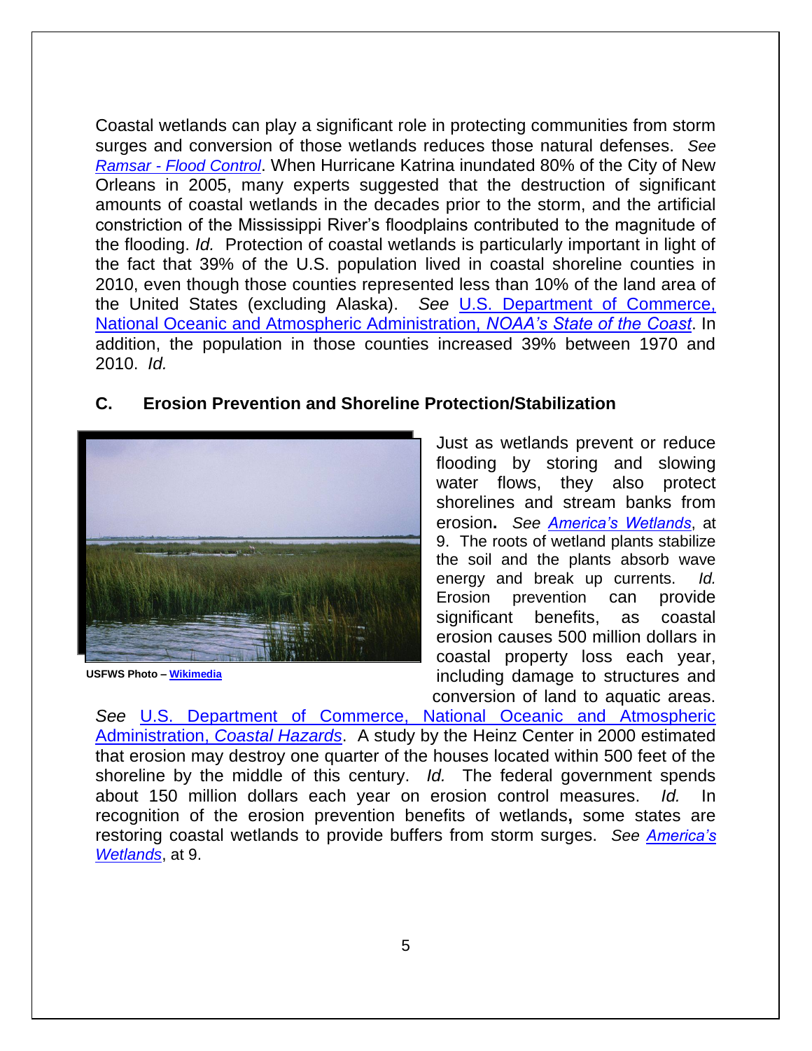Coastal wetlands can play a significant role in protecting communities from storm surges and conversion of those wetlands reduces those natural defenses. *See* *Ramsar - Flood Control*. When Hurricane Katrina inundated 80% of the City of New Orleans in 2005, many experts suggested that the destruction of significant amounts of coastal wetlands in the decades prior to the storm, and the artificial constriction of the Mississippi River's floodplains contributed to the magnitude of the flooding. *Id.* Protection of coastal wetlands is particularly important in light of the fact that 39% of the U.S. population lived in coastal shoreline counties in 2010, even though those counties represented less than 10% of the land area of the United States (excluding Alaska). *See* U.S. Department of Commerce, National Oceanic and Atmospheric Administration, *NOAA's State of the Coast*. In addition, the population in those counties increased 39% between 1970 and 2010. *Id.*

## C. Erosion Prevention and Shoreline Protection/Stabilization

**USFWS Photo – Wikimedia**

Just as wetlands prevent or reduce flooding by storing and slowing water flows, they also protect shorelines and stream banks from erosion. *See* *America's Wetlands*, at 9. The roots of wetland plants stabilize the soil and the plants absorb wave energy and break up currents. *Id.* Erosion prevention can provide significant benefits, as coastal erosion causes 500 million dollars in coastal property loss each year, including damage to structures and conversion of land to aquatic areas. *See* U.S. Department of Commerce, National Oceanic and Atmospheric Administration, *Coastal Hazards*. A study by the Heinz Center in 2000 estimated that erosion may destroy one quarter of the houses located within 500 feet of the shoreline by the middle of this century. *Id.* The federal government spends about 150 million dollars each year on erosion control measures. *Id.* In recognition of the erosion prevention benefits of wetlands, some states are restoring coastal wetlands to provide buffers from storm surges. *See* *America's Wetlands*, at 9.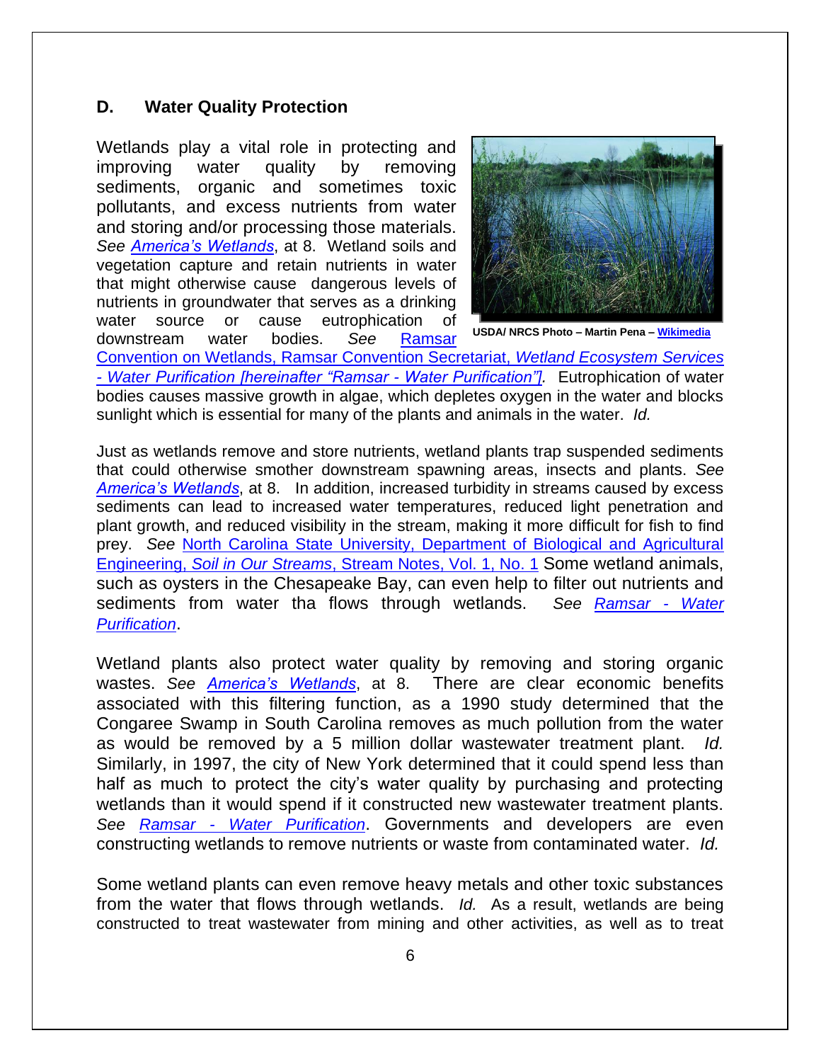## D. Water Quality Protection

Wetlands play a vital role in protecting and improving water quality by removing sediments, organic and sometimes toxic pollutants, and excess nutrients from water and storing and/or processing those materials. *See America's Wetlands*, at 8. Wetland soils and vegetation capture and retain nutrients in water that might otherwise cause dangerous levels of nutrients in groundwater that serves as a drinking water source or cause eutrophication of downstream water bodies. *See* Ramsar Convention on Wetlands, Ramsar Convention Secretariat, *Wetland Ecosystem Services - Water Purification [hereinafter "Ramsar - Water Purification"].* Eutrophication of water bodies causes massive growth in algae, which depletes oxygen in the water and blocks sunlight which is essential for many of the plants and animals in the water. *Id.*

USDA/ NRCS Photo – Martin Pena – Wikimedia

Just as wetlands remove and store nutrients, wetland plants trap suspended sediments that could otherwise smother downstream spawning areas, insects and plants. *See America's Wetlands*, at 8. In addition, increased turbidity in streams caused by excess sediments can lead to increased water temperatures, reduced light penetration and plant growth, and reduced visibility in the stream, making it more difficult for fish to find prey. *See* North Carolina State University, Department of Biological and Agricultural Engineering, *Soil in Our Streams*, Stream Notes, Vol. 1, No. 1 Some wetland animals, such as oysters in the Chesapeake Bay, can even help to filter out nutrients and sediments from water tha flows through wetlands. *See Ramsar - Water Purification*.

Wetland plants also protect water quality by removing and storing organic wastes. *See America's Wetlands*, at 8. There are clear economic benefits associated with this filtering function, as a 1990 study determined that the Congaree Swamp in South Carolina removes as much pollution from the water as would be removed by a 5 million dollar wastewater treatment plant. *Id.* Similarly, in 1997, the city of New York determined that it could spend less than half as much to protect the city's water quality by purchasing and protecting wetlands than it would spend if it constructed new wastewater treatment plants. *See Ramsar - Water Purification*. Governments and developers are even constructing wetlands to remove nutrients or waste from contaminated water. *Id.*

Some wetland plants can even remove heavy metals and other toxic substances from the water that flows through wetlands. *Id.* As a result, wetlands are being constructed to treat wastewater from mining and other activities, as well as to treat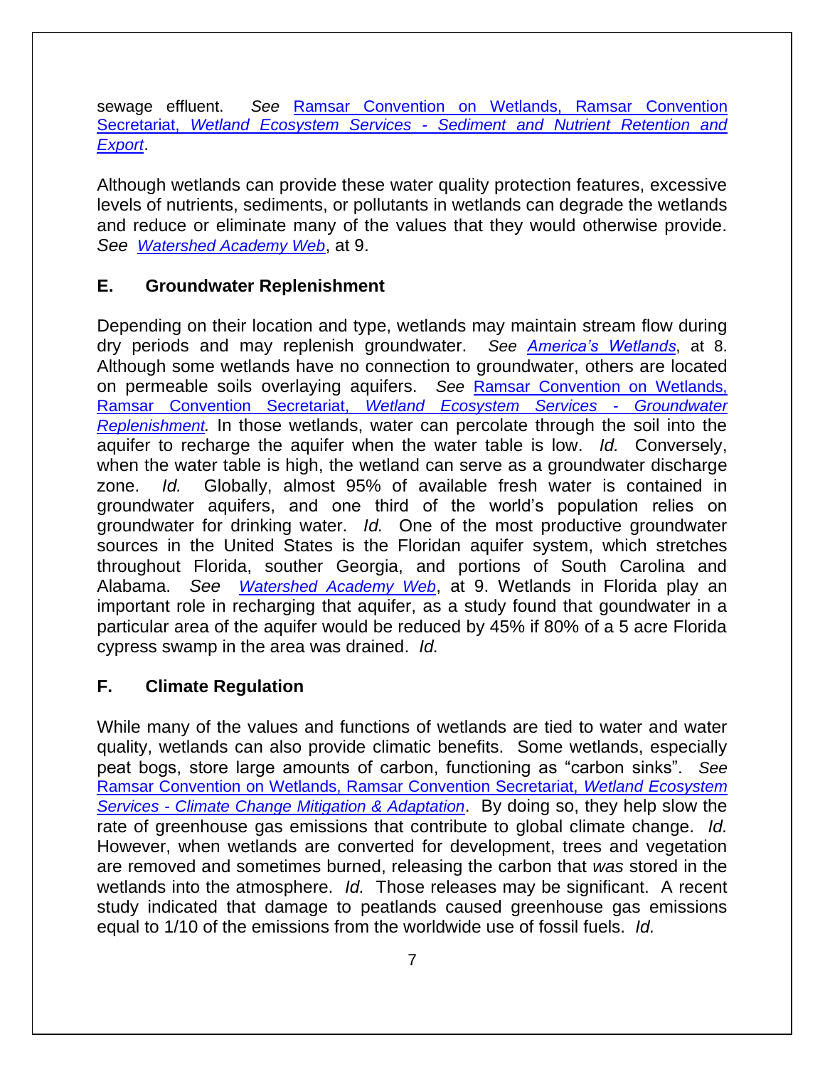sewage effluent. *See* Ramsar Convention on Wetlands, Ramsar Convention Secretariat, *Wetland Ecosystem Services - Sediment and Nutrient Retention and Export*.

Although wetlands can provide these water quality protection features, excessive levels of nutrients, sediments, or pollutants in wetlands can degrade the wetlands and reduce or eliminate many of the values that they would otherwise provide. *See* *Watershed Academy Web*, at 9.

### E. Groundwater Replenishment

Depending on their location and type, wetlands may maintain stream flow during dry periods and may replenish groundwater. *See* *America's Wetlands*, at 8. Although some wetlands have no connection to groundwater, others are located on permeable soils overlaying aquifers. *See* Ramsar Convention on Wetlands, Ramsar Convention Secretariat, *Wetland Ecosystem Services - Groundwater Replenishment.* In those wetlands, water can percolate through the soil into the aquifer to recharge the aquifer when the water table is low. *Id.* Conversely, when the water table is high, the wetland can serve as a groundwater discharge zone. *Id.* Globally, almost 95% of available fresh water is contained in groundwater aquifers, and one third of the world's population relies on groundwater for drinking water. *Id.* One of the most productive groundwater sources in the United States is the Floridan aquifer system, which stretches throughout Florida, souther Georgia, and portions of South Carolina and Alabama. *See* *Watershed Academy Web*, at 9. Wetlands in Florida play an important role in recharging that aquifer, as a study found that goundwater in a particular area of the aquifer would be reduced by 45% if 80% of a 5 acre Florida cypress swamp in the area was drained. *Id.*

### F. Climate Regulation

While many of the values and functions of wetlands are tied to water and water quality, wetlands can also provide climatic benefits. Some wetlands, especially peat bogs, store large amounts of carbon, functioning as "carbon sinks". *See* Ramsar Convention on Wetlands, Ramsar Convention Secretariat, *Wetland Ecosystem Services - Climate Change Mitigation & Adaptation*. By doing so, they help slow the rate of greenhouse gas emissions that contribute to global climate change. *Id.* However, when wetlands are converted for development, trees and vegetation are removed and sometimes burned, releasing the carbon that *was* stored in the wetlands into the atmosphere. *Id.* Those releases may be significant. A recent study indicated that damage to peatlands caused greenhouse gas emissions equal to 1/10 of the emissions from the worldwide use of fossil fuels. *Id.*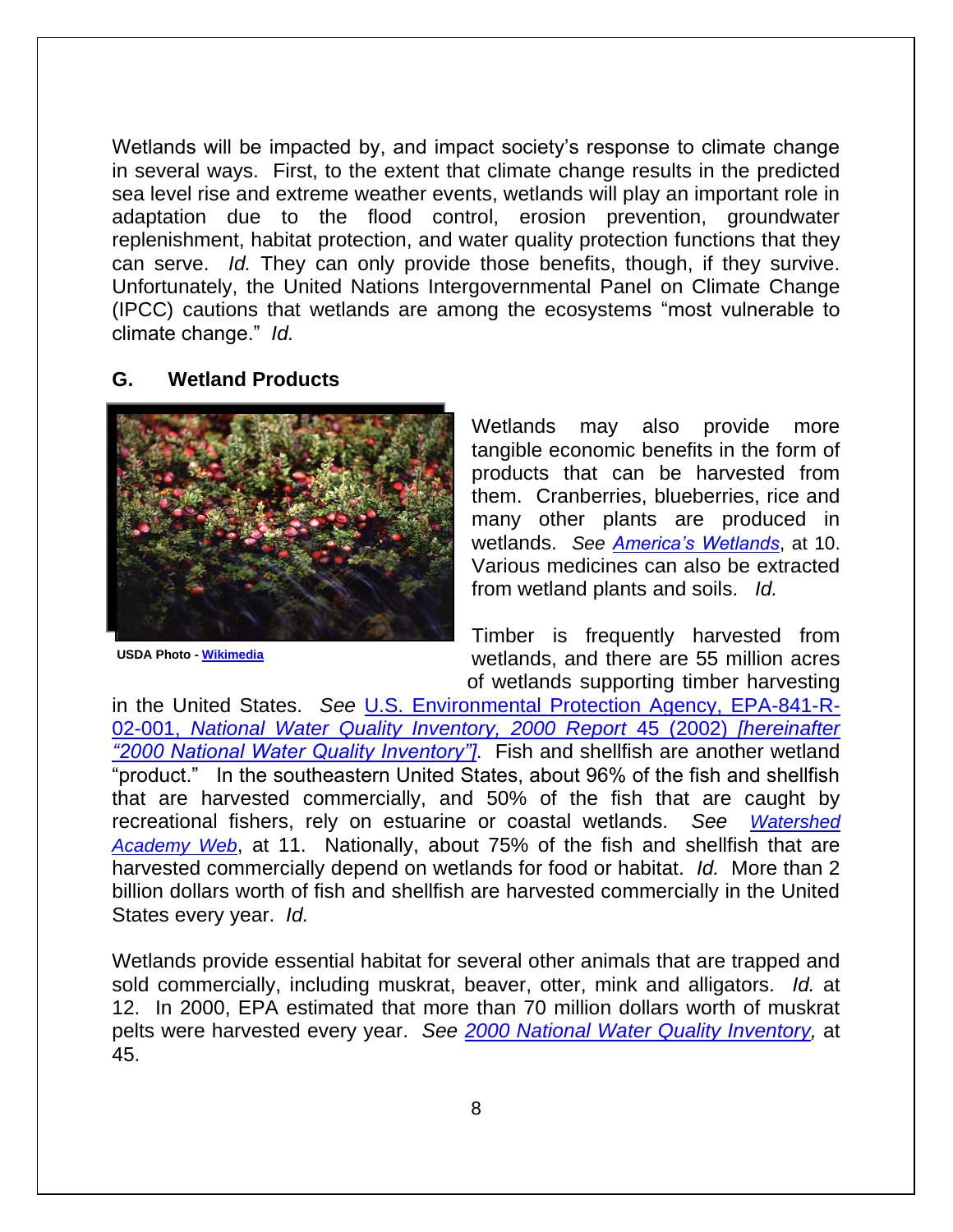Wetlands will be impacted by, and impact society's response to climate change in several ways. First, to the extent that climate change results in the predicted sea level rise and extreme weather events, wetlands will play an important role in adaptation due to the flood control, erosion prevention, groundwater replenishment, habitat protection, and water quality protection functions that they can serve. *Id.* They can only provide those benefits, though, if they survive. Unfortunately, the United Nations Intergovernmental Panel on Climate Change (IPCC) cautions that wetlands are among the ecosystems "most vulnerable to climate change." *Id.*

## G. Wetland Products

USDA Photo - Wikimedia

Wetlands may also provide more tangible economic benefits in the form of products that can be harvested from them. Cranberries, blueberries, rice and many other plants are produced in wetlands. *See America's Wetlands*, at 10. Various medicines can also be extracted from wetland plants and soils. *Id.*

Timber is frequently harvested from wetlands, and there are 55 million acres of wetlands supporting timber harvesting in the United States. *See* U.S. Environmental Protection Agency, EPA-841-R-02-001, *National Water Quality Inventory, 2000 Report* 45 (2002) *[hereinafter "2000 National Water Quality Inventory"]*. Fish and shellfish are another wetland "product." In the southeastern United States, about 96% of the fish and shellfish that are harvested commercially, and 50% of the fish that are caught by recreational fishers, rely on estuarine or coastal wetlands. *See Watershed Academy Web*, at 11. Nationally, about 75% of the fish and shellfish that are harvested commercially depend on wetlands for food or habitat. *Id.* More than 2 billion dollars worth of fish and shellfish are harvested commercially in the United States every year. *Id.*

Wetlands provide essential habitat for several other animals that are trapped and sold commercially, including muskrat, beaver, otter, mink and alligators. *Id.* at 12. In 2000, EPA estimated that more than 70 million dollars worth of muskrat pelts were harvested every year. *See 2000 National Water Quality Inventory,* at 45.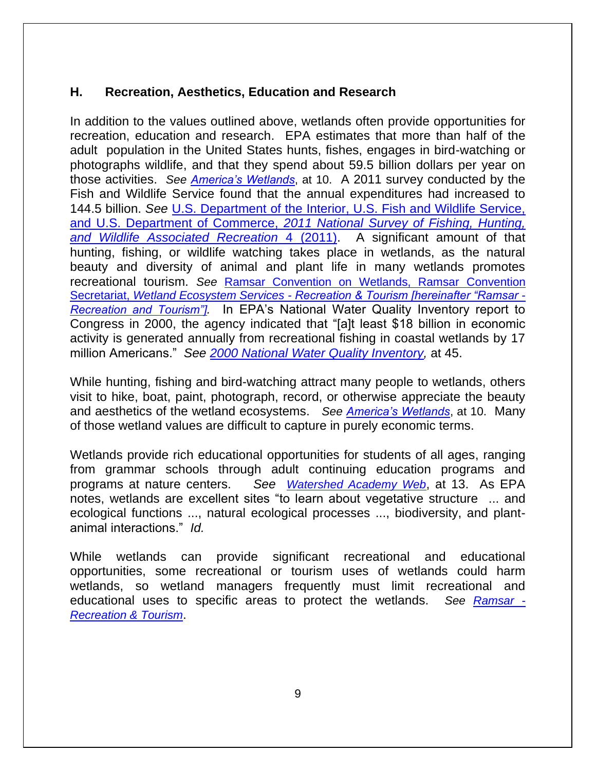### H. Recreation, Aesthetics, Education and Research

In addition to the values outlined above, wetlands often provide opportunities for recreation, education and research. EPA estimates that more than half of the adult population in the United States hunts, fishes, engages in bird-watching or photographs wildlife, and that they spend about 59.5 billion dollars per year on those activities. *See* *America's Wetlands*, at 10. A 2011 survey conducted by the Fish and Wildlife Service found that the annual expenditures had increased to 144.5 billion. *See* U.S. Department of the Interior, U.S. Fish and Wildlife Service, and U.S. Department of Commerce, *2011 National Survey of Fishing, Hunting, and Wildlife Associated Recreation* 4 (2011). A significant amount of that hunting, fishing, or wildlife watching takes place in wetlands, as the natural beauty and diversity of animal and plant life in many wetlands promotes recreational tourism. *See* Ramsar Convention on Wetlands, Ramsar Convention Secretariat, *Wetland Ecosystem Services - Recreation & Tourism [hereinafter "Ramsar - Recreation and Tourism"].* In EPA's National Water Quality Inventory report to Congress in 2000, the agency indicated that "[a]t least $18 billion in economic activity is generated annually from recreational fishing in coastal wetlands by 17 million Americans." *See* *2000 National Water Quality Inventory,* at 45.

While hunting, fishing and bird-watching attract many people to wetlands, others visit to hike, boat, paint, photograph, record, or otherwise appreciate the beauty and aesthetics of the wetland ecosystems. *See* *America's Wetlands*, at 10. Many of those wetland values are difficult to capture in purely economic terms.

Wetlands provide rich educational opportunities for students of all ages, ranging from grammar schools through adult continuing education programs and programs at nature centers. *See* *Watershed Academy Web*, at 13. As EPA notes, wetlands are excellent sites "to learn about vegetative structure ... and ecological functions ..., natural ecological processes ..., biodiversity, and plant-animal interactions." *Id.*

While wetlands can provide significant recreational and educational opportunities, some recreational or tourism uses of wetlands could harm wetlands, so wetland managers frequently must limit recreational and educational uses to specific areas to protect the wetlands. *See* *Ramsar - Recreation & Tourism*.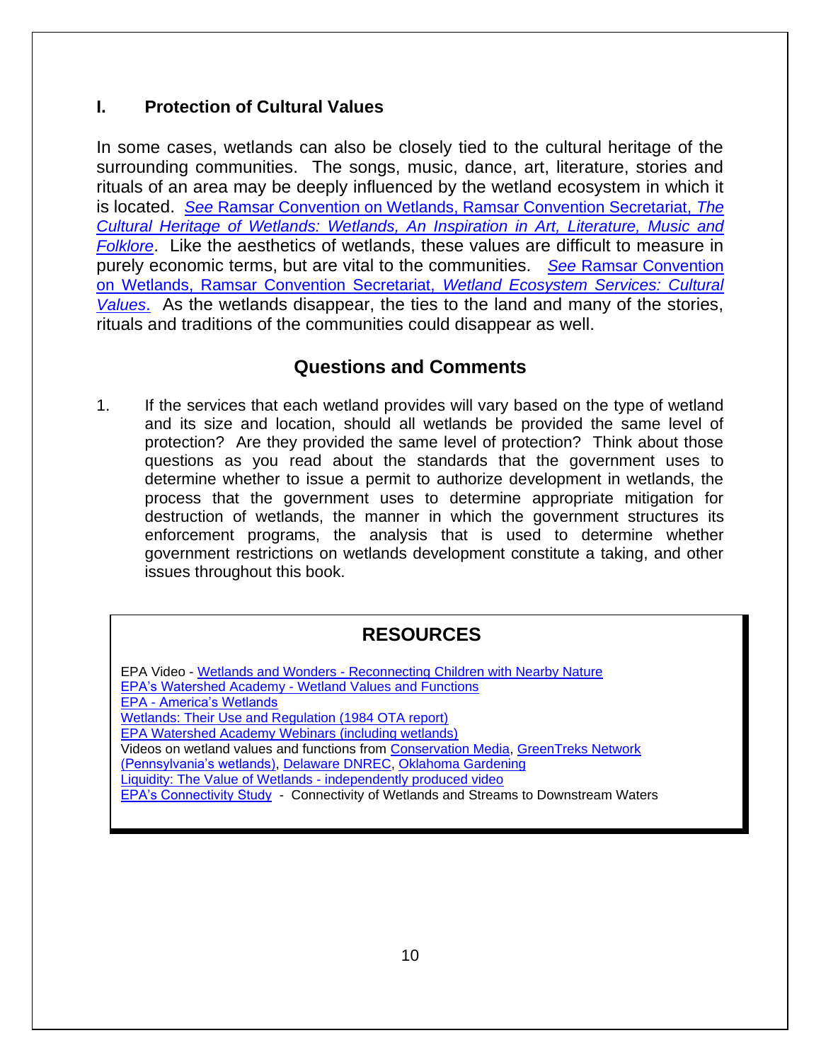## I. Protection of Cultural Values

In some cases, wetlands can also be closely tied to the cultural heritage of the surrounding communities. The songs, music, dance, art, literature, stories and rituals of an area may be deeply influenced by the wetland ecosystem in which it is located. *See* Ramsar Convention on Wetlands, Ramsar Convention Secretariat, *The Cultural Heritage of Wetlands: Wetlands, An Inspiration in Art, Literature, Music and Folklore*. Like the aesthetics of wetlands, these values are difficult to measure in purely economic terms, but are vital to the communities. *See* Ramsar Convention on Wetlands, Ramsar Convention Secretariat, *Wetland Ecosystem Services: Cultural Values*. As the wetlands disappear, the ties to the land and many of the stories, rituals and traditions of the communities could disappear as well.

## Questions and Comments

1. If the services that each wetland provides will vary based on the type of wetland and its size and location, should all wetlands be provided the same level of protection? Are they provided the same level of protection? Think about those questions as you read about the standards that the government uses to determine whether to issue a permit to authorize development in wetlands, the process that the government uses to determine appropriate mitigation for destruction of wetlands, the manner in which the government structures its enforcement programs, the analysis that is used to determine whether government restrictions on wetlands development constitute a taking, and other issues throughout this book.

## RESOURCES

EPA Video - Wetlands and Wonders - Reconnecting Children with Nearby Nature
EPA's Watershed Academy - Wetland Values and Functions
EPA - America's Wetlands
Wetlands: Their Use and Regulation (1984 OTA report)
EPA Watershed Academy Webinars (including wetlands)
Videos on wetland values and functions from Conservation Media, GreenTreks Network (Pennsylvania's wetlands), Delaware DNREC, Oklahoma Gardening
Liquidity: The Value of Wetlands - independently produced video
EPA's Connectivity Study - Connectivity of Wetlands and Streams to Downstream Waters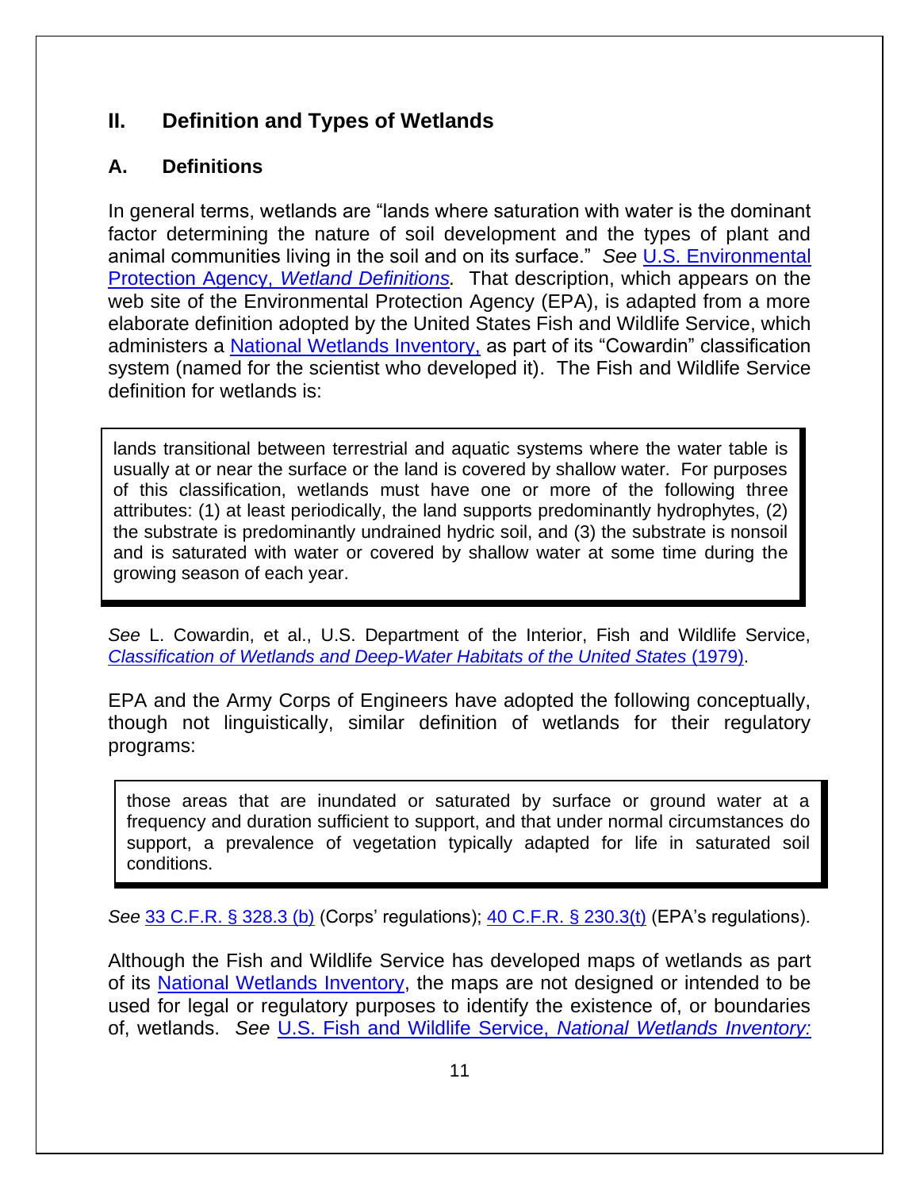## II. Definition and Types of Wetlands

### A. Definitions

In general terms, wetlands are "lands where saturation with water is the dominant factor determining the nature of soil development and the types of plant and animal communities living in the soil and on its surface." *See* U.S. Environmental Protection Agency, *Wetland Definitions.* That description, which appears on the web site of the Environmental Protection Agency (EPA), is adapted from a more elaborate definition adopted by the United States Fish and Wildlife Service, which administers a National Wetlands Inventory, as part of its "Cowardin" classification system (named for the scientist who developed it). The Fish and Wildlife Service definition for wetlands is:

> lands transitional between terrestrial and aquatic systems where the water table is usually at or near the surface or the land is covered by shallow water. For purposes of this classification, wetlands must have one or more of the following three attributes: (1) at least periodically, the land supports predominantly hydrophytes, (2) the substrate is predominantly undrained hydric soil, and (3) the substrate is nonsoil and is saturated with water or covered by shallow water at some time during the growing season of each year.

*See* L. Cowardin, et al., U.S. Department of the Interior, Fish and Wildlife Service, *Classification of Wetlands and Deep-Water Habitats of the United States* (1979).

EPA and the Army Corps of Engineers have adopted the following conceptually, though not linguistically, similar definition of wetlands for their regulatory programs:

> those areas that are inundated or saturated by surface or ground water at a frequency and duration sufficient to support, and that under normal circumstances do support, a prevalence of vegetation typically adapted for life in saturated soil conditions.

*See* 33 C.F.R. § 328.3 (b) (Corps' regulations); 40 C.F.R. § 230.3(t) (EPA's regulations).

Although the Fish and Wildlife Service has developed maps of wetlands as part of its National Wetlands Inventory, the maps are not designed or intended to be used for legal or regulatory purposes to identify the existence of, or boundaries of, wetlands. *See* U.S. Fish and Wildlife Service, *National Wetlands Inventory:*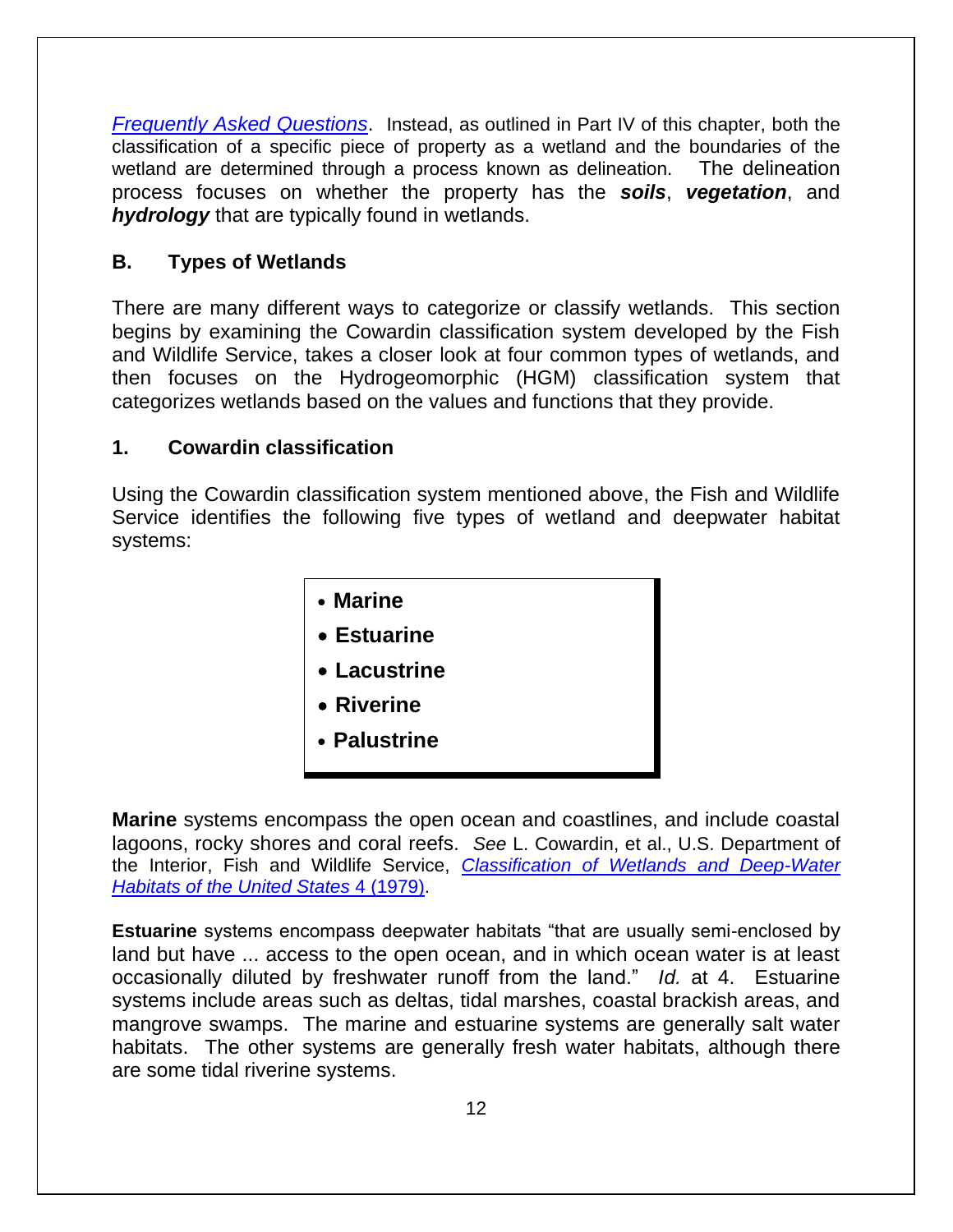*Frequently Asked Questions*. Instead, as outlined in Part IV of this chapter, both the classification of a specific piece of property as a wetland and the boundaries of the wetland are determined through a process known as delineation. The delineation process focuses on whether the property has the ***soils***, ***vegetation***, and ***hydrology*** that are typically found in wetlands.

## B. Types of Wetlands

There are many different ways to categorize or classify wetlands. This section begins by examining the Cowardin classification system developed by the Fish and Wildlife Service, takes a closer look at four common types of wetlands, and then focuses on the Hydrogeomorphic (HGM) classification system that categorizes wetlands based on the values and functions that they provide.

### 1. Cowardin classification

Using the Cowardin classification system mentioned above, the Fish and Wildlife Service identifies the following five types of wetland and deepwater habitat systems:

- **Marine**
- **Estuarine**
- **Lacustrine**
- **Riverine**
- **Palustrine**

**Marine** systems encompass the open ocean and coastlines, and include coastal lagoons, rocky shores and coral reefs. *See* L. Cowardin, et al., U.S. Department of the Interior, Fish and Wildlife Service, *Classification of Wetlands and Deep-Water Habitats of the United States* 4 (1979).

**Estuarine** systems encompass deepwater habitats "that are usually semi-enclosed by land but have ... access to the open ocean, and in which ocean water is at least occasionally diluted by freshwater runoff from the land." *Id.* at 4. Estuarine systems include areas such as deltas, tidal marshes, coastal brackish areas, and mangrove swamps. The marine and estuarine systems are generally salt water habitats. The other systems are generally fresh water habitats, although there are some tidal riverine systems.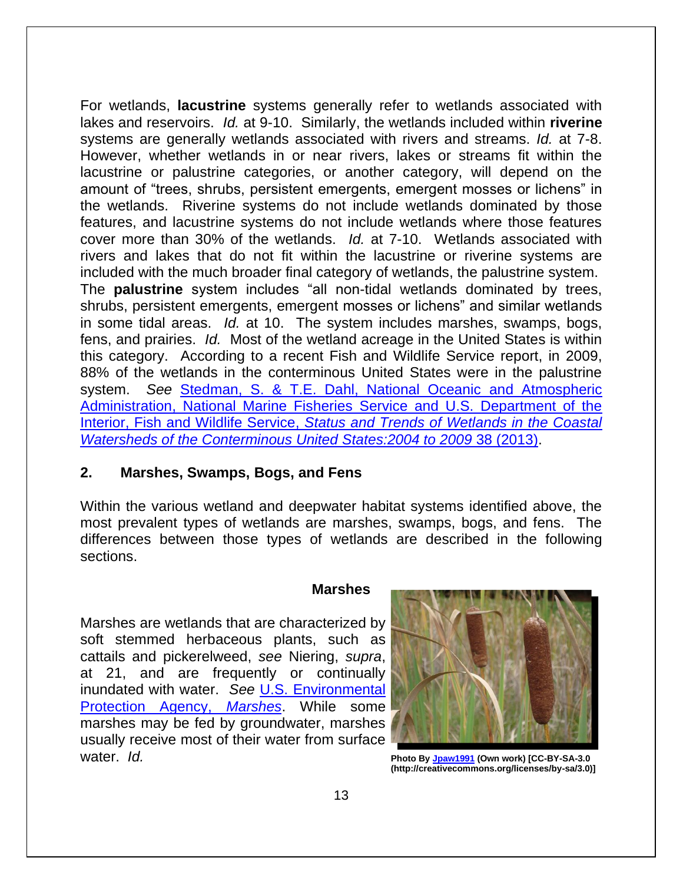For wetlands, **lacustrine** systems generally refer to wetlands associated with lakes and reservoirs. *Id.* at 9-10. Similarly, the wetlands included within **riverine** systems are generally wetlands associated with rivers and streams. *Id.* at 7-8. However, whether wetlands in or near rivers, lakes or streams fit within the lacustrine or palustrine categories, or another category, will depend on the amount of "trees, shrubs, persistent emergents, emergent mosses or lichens" in the wetlands. Riverine systems do not include wetlands dominated by those features, and lacustrine systems do not include wetlands where those features cover more than 30% of the wetlands. *Id.* at 7-10. Wetlands associated with rivers and lakes that do not fit within the lacustrine or riverine systems are included with the much broader final category of wetlands, the palustrine system. The **palustrine** system includes "all non-tidal wetlands dominated by trees, shrubs, persistent emergents, emergent mosses or lichens" and similar wetlands in some tidal areas. *Id.* at 10. The system includes marshes, swamps, bogs, fens, and prairies. *Id.* Most of the wetland acreage in the United States is within this category. According to a recent Fish and Wildlife Service report, in 2009, 88% of the wetlands in the conterminous United States were in the palustrine system. *See* Stedman, S. & T.E. Dahl, National Oceanic and Atmospheric Administration, National Marine Fisheries Service and U.S. Department of the Interior, Fish and Wildlife Service, *Status and Trends of Wetlands in the Coastal Watersheds of the Conterminous United States:2004 to 2009* 38 (2013).

## 2. Marshes, Swamps, Bogs, and Fens

Within the various wetland and deepwater habitat systems identified above, the most prevalent types of wetlands are marshes, swamps, bogs, and fens. The differences between those types of wetlands are described in the following sections.

### Marshes

Marshes are wetlands that are characterized by soft stemmed herbaceous plants, such as cattails and pickerelweed, *see* Niering, *supra*, at 21, and are frequently or continually inundated with water. *See* U.S. Environmental Protection Agency, *Marshes*. While some marshes may be fed by groundwater, marshes usually receive most of their water from surface water. *Id.*

**Photo By Jpaw1991 (Own work) [CC-BY-SA-3.0 (http://creativecommons.org/licenses/by-sa/3.0)]**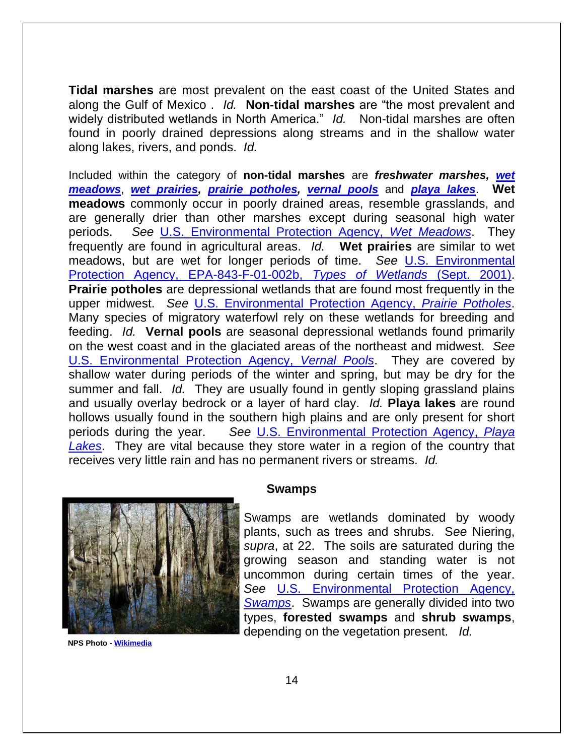**Tidal marshes** are most prevalent on the east coast of the United States and along the Gulf of Mexico . *Id.* **Non-tidal marshes** are "the most prevalent and widely distributed wetlands in North America." *Id.* Non-tidal marshes are often found in poorly drained depressions along streams and in the shallow water along lakes, rivers, and ponds. *Id.*

Included within the category of **non-tidal marshes** are ***freshwater marshes, wet meadows***, ***wet prairies, prairie potholes, vernal pools*** and ***playa lakes***. **Wet meadows** commonly occur in poorly drained areas, resemble grasslands, and are generally drier than other marshes except during seasonal high water periods. *See* U.S. Environmental Protection Agency, *Wet Meadows*. They frequently are found in agricultural areas. *Id.* **Wet prairies** are similar to wet meadows, but are wet for longer periods of time. *See* U.S. Environmental Protection Agency, EPA-843-F-01-002b, *Types of Wetlands* (Sept. 2001). **Prairie potholes** are depressional wetlands that are found most frequently in the upper midwest. *See* U.S. Environmental Protection Agency, *Prairie Potholes*. Many species of migratory waterfowl rely on these wetlands for breeding and feeding. *Id.* **Vernal pools** are seasonal depressional wetlands found primarily on the west coast and in the glaciated areas of the northeast and midwest. *See* U.S. Environmental Protection Agency, *Vernal Pools*. They are covered by shallow water during periods of the winter and spring, but may be dry for the summer and fall. *Id.* They are usually found in gently sloping grassland plains and usually overlay bedrock or a layer of hard clay. *Id.* **Playa lakes** are round hollows usually found in the southern high plains and are only present for short periods during the year. *See* U.S. Environmental Protection Agency, *Playa Lakes*. They are vital because they store water in a region of the country that receives very little rain and has no permanent rivers or streams. *Id.*

**Swamps**

NPS Photo - Wikimedia

Swamps are wetlands dominated by woody plants, such as trees and shrubs. *See* Niering, *supra*, at 22. The soils are saturated during the growing season and standing water is not uncommon during certain times of the year. *See* U.S. Environmental Protection Agency, *Swamps*. Swamps are generally divided into two types, **forested swamps** and **shrub swamps**, depending on the vegetation present. *Id.*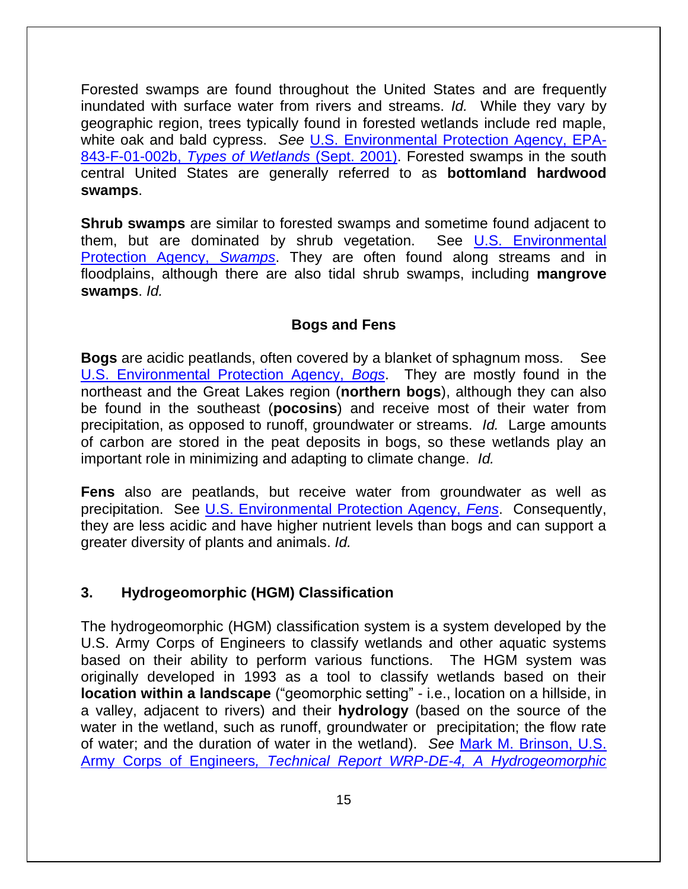Forested swamps are found throughout the United States and are frequently inundated with surface water from rivers and streams. *Id.* While they vary by geographic region, trees typically found in forested wetlands include red maple, white oak and bald cypress. *See* U.S. Environmental Protection Agency, EPA-843-F-01-002b, *Types of Wetlands* (Sept. 2001). Forested swamps in the south central United States are generally referred to as **bottomland hardwood swamps**.

**Shrub swamps** are similar to forested swamps and sometime found adjacent to them, but are dominated by shrub vegetation. See U.S. Environmental Protection Agency, *Swamps*. They are often found along streams and in floodplains, although there are also tidal shrub swamps, including **mangrove swamps**. *Id.*

#### Bogs and Fens

**Bogs** are acidic peatlands, often covered by a blanket of sphagnum moss. See U.S. Environmental Protection Agency, *Bogs*. They are mostly found in the northeast and the Great Lakes region (**northern bogs**), although they can also be found in the southeast (**pocosins**) and receive most of their water from precipitation, as opposed to runoff, groundwater or streams. *Id.* Large amounts of carbon are stored in the peat deposits in bogs, so these wetlands play an important role in minimizing and adapting to climate change. *Id.*

**Fens** also are peatlands, but receive water from groundwater as well as precipitation. See U.S. Environmental Protection Agency, *Fens*. Consequently, they are less acidic and have higher nutrient levels than bogs and can support a greater diversity of plants and animals. *Id.*

### 3. Hydrogeomorphic (HGM) Classification

The hydrogeomorphic (HGM) classification system is a system developed by the U.S. Army Corps of Engineers to classify wetlands and other aquatic systems based on their ability to perform various functions. The HGM system was originally developed in 1993 as a tool to classify wetlands based on their **location within a landscape** ("geomorphic setting" - i.e., location on a hillside, in a valley, adjacent to rivers) and their **hydrology** (based on the source of the water in the wetland, such as runoff, groundwater or precipitation; the flow rate of water; and the duration of water in the wetland). *See* Mark M. Brinson, U.S. Army Corps of Engineers, *Technical Report WRP-DE-4, A Hydrogeomorphic*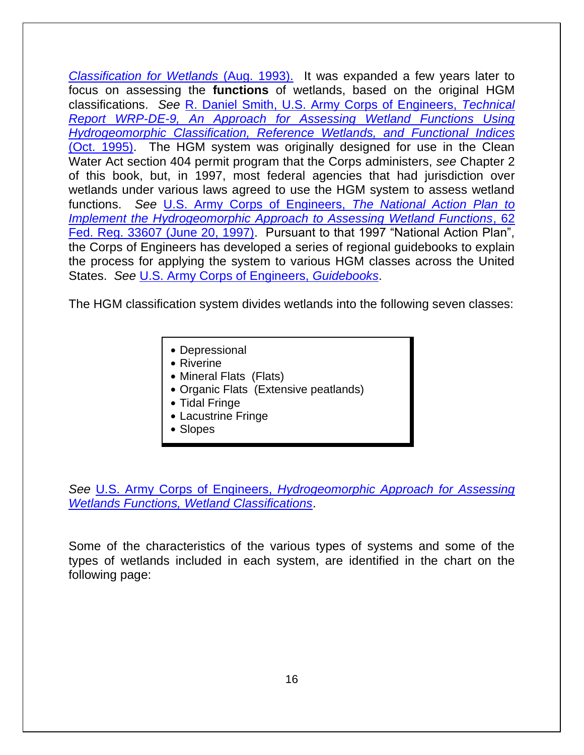*Classification for Wetlands* (Aug. 1993). It was expanded a few years later to focus on assessing the **functions** of wetlands, based on the original HGM classifications. *See* R. Daniel Smith, U.S. Army Corps of Engineers, *Technical Report WRP-DE-9, An Approach for Assessing Wetland Functions Using Hydrogeomorphic Classification, Reference Wetlands, and Functional Indices* (Oct. 1995). The HGM system was originally designed for use in the Clean Water Act section 404 permit program that the Corps administers, *see* Chapter 2 of this book, but, in 1997, most federal agencies that had jurisdiction over wetlands under various laws agreed to use the HGM system to assess wetland functions. *See* U.S. Army Corps of Engineers, *The National Action Plan to Implement the Hydrogeomorphic Approach to Assessing Wetland Functions*, 62 Fed. Reg. 33607 (June 20, 1997). Pursuant to that 1997 "National Action Plan", the Corps of Engineers has developed a series of regional guidebooks to explain the process for applying the system to various HGM classes across the United States. *See* U.S. Army Corps of Engineers, *Guidebooks*.

The HGM classification system divides wetlands into the following seven classes:

- Depressional
- Riverine
- Mineral Flats (Flats)
- Organic Flats (Extensive peatlands)
- Tidal Fringe
- Lacustrine Fringe
- Slopes

*See* U.S. Army Corps of Engineers, *Hydrogeomorphic Approach for Assessing Wetlands Functions, Wetland Classifications*.

Some of the characteristics of the various types of systems and some of the types of wetlands included in each system, are identified in the chart on the following page: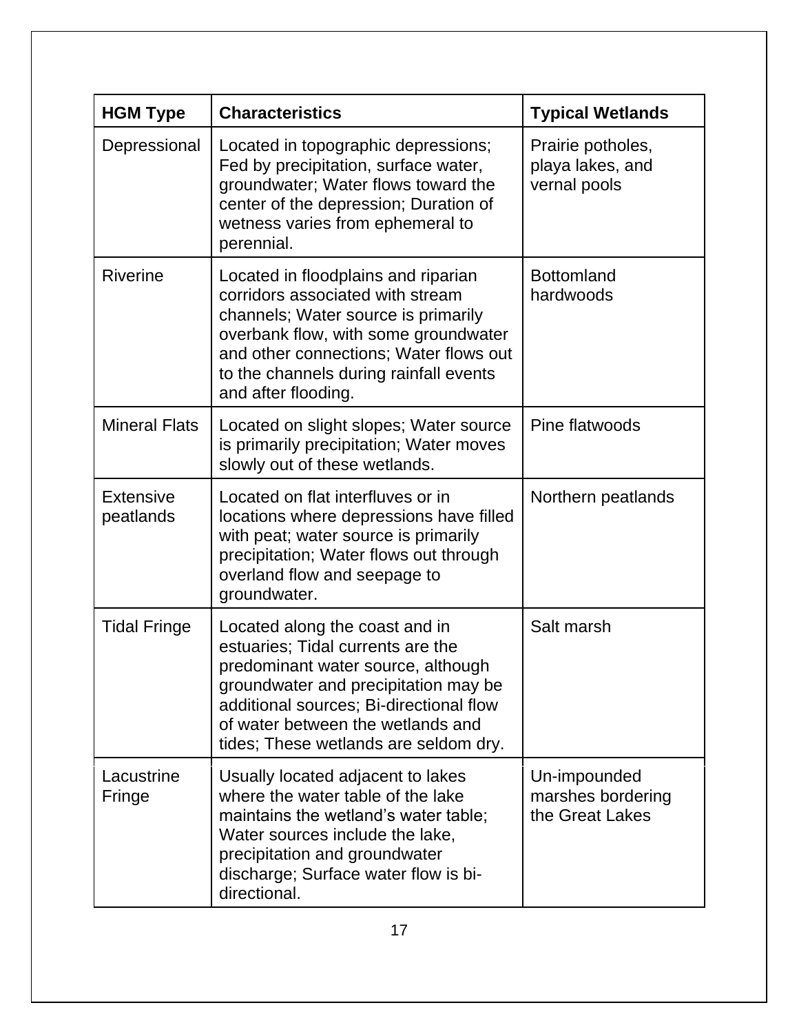| HGM Type | Characteristics | Typical Wetlands |
|---|---|---|
| Depressional | Located in topographic depressions; Fed by precipitation, surface water, groundwater; Water flows toward the center of the depression; Duration of wetness varies from ephemeral to perennial. | Prairie potholes, playa lakes, and vernal pools |
| Riverine | Located in floodplains and riparian corridors associated with stream channels; Water source is primarily overbank flow, with some groundwater and other connections; Water flows out to the channels during rainfall events and after flooding. | Bottomland hardwoods |
| Mineral Flats | Located on slight slopes; Water source is primarily precipitation; Water moves slowly out of these wetlands. | Pine flatwoods |
| Extensive peatlands | Located on flat interfluves or in locations where depressions have filled with peat; water source is primarily precipitation; Water flows out through overland flow and seepage to groundwater. | Northern peatlands |
| Tidal Fringe | Located along the coast and in estuaries; Tidal currents are the predominant water source, although groundwater and precipitation may be additional sources; Bi-directional flow of water between the wetlands and tides; These wetlands are seldom dry. | Salt marsh |
| Lacustrine Fringe | Usually located adjacent to lakes where the water table of the lake maintains the wetland's water table; Water sources include the lake, precipitation and groundwater discharge; Surface water flow is bi-directional. | Un-impounded marshes bordering the Great Lakes |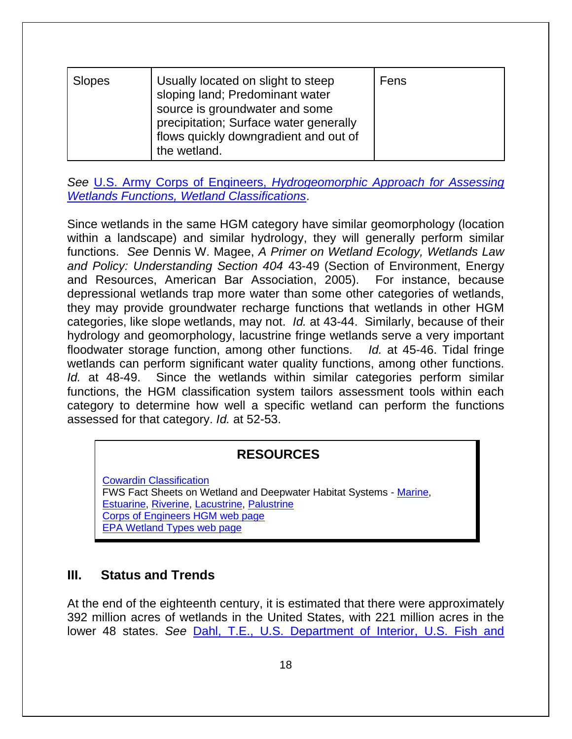| Slopes | Usually located on slight to steep sloping land; Predominant water source is groundwater and some precipitation; Surface water generally flows quickly downgradient and out of the wetland. | Fens |
|---|---|---|

*See* U.S. Army Corps of Engineers, *Hydrogeomorphic Approach for Assessing Wetlands Functions, Wetland Classifications*.

Since wetlands in the same HGM category have similar geomorphology (location within a landscape) and similar hydrology, they will generally perform similar functions. *See* Dennis W. Magee, *A Primer on Wetland Ecology, Wetlands Law and Policy: Understanding Section 404* 43-49 (Section of Environment, Energy and Resources, American Bar Association, 2005). For instance, because depressional wetlands trap more water than some other categories of wetlands, they may provide groundwater recharge functions that wetlands in other HGM categories, like slope wetlands, may not. *Id.* at 43-44. Similarly, because of their hydrology and geomorphology, lacustrine fringe wetlands serve a very important floodwater storage function, among other functions. *Id.* at 45-46. Tidal fringe wetlands can perform significant water quality functions, among other functions. *Id.* at 48-49. Since the wetlands within similar categories perform similar functions, the HGM classification system tailors assessment tools within each category to determine how well a specific wetland can perform the functions assessed for that category. *Id.* at 52-53.

**RESOURCES**

Cowardin Classification
FWS Fact Sheets on Wetland and Deepwater Habitat Systems - Marine, Estuarine, Riverine, Lacustrine, Palustrine
Corps of Engineers HGM web page
EPA Wetland Types web page

## III. Status and Trends

At the end of the eighteenth century, it is estimated that there were approximately 392 million acres of wetlands in the United States, with 221 million acres in the lower 48 states. *See* Dahl, T.E., U.S. Department of Interior, U.S. Fish and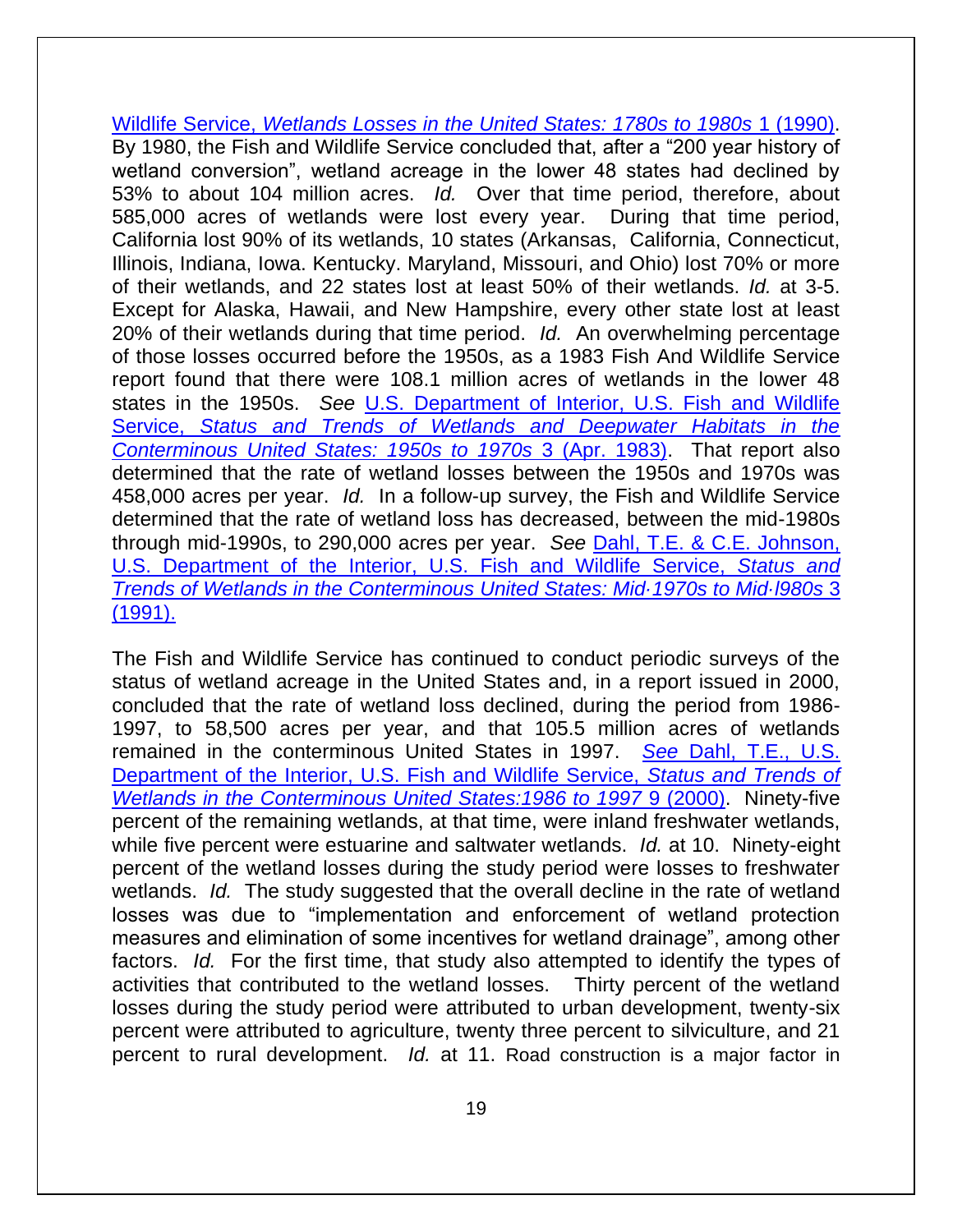Wildlife Service, *Wetlands Losses in the United States: 1780s to 1980s* 1 (1990). By 1980, the Fish and Wildlife Service concluded that, after a "200 year history of wetland conversion", wetland acreage in the lower 48 states had declined by 53% to about 104 million acres. *Id.* Over that time period, therefore, about 585,000 acres of wetlands were lost every year. During that time period, California lost 90% of its wetlands, 10 states (Arkansas, California, Connecticut, Illinois, Indiana, Iowa. Kentucky. Maryland, Missouri, and Ohio) lost 70% or more of their wetlands, and 22 states lost at least 50% of their wetlands. *Id.* at 3-5. Except for Alaska, Hawaii, and New Hampshire, every other state lost at least 20% of their wetlands during that time period. *Id.* An overwhelming percentage of those losses occurred before the 1950s, as a 1983 Fish And Wildlife Service report found that there were 108.1 million acres of wetlands in the lower 48 states in the 1950s. *See* U.S. Department of Interior, U.S. Fish and Wildlife Service, *Status and Trends of Wetlands and Deepwater Habitats in the Conterminous United States: 1950s to 1970s* 3 (Apr. 1983). That report also determined that the rate of wetland losses between the 1950s and 1970s was 458,000 acres per year. *Id.* In a follow-up survey, the Fish and Wildlife Service determined that the rate of wetland loss has decreased, between the mid-1980s through mid-1990s, to 290,000 acres per year. *See* Dahl, T.E. & C.E. Johnson, U.S. Department of the Interior, U.S. Fish and Wildlife Service, *Status and Trends of Wetlands in the Conterminous United States: Mid·1970s to Mid·l980s* 3 (1991).

The Fish and Wildlife Service has continued to conduct periodic surveys of the status of wetland acreage in the United States and, in a report issued in 2000, concluded that the rate of wetland loss declined, during the period from 1986-1997, to 58,500 acres per year, and that 105.5 million acres of wetlands remained in the conterminous United States in 1997. *See* Dahl, T.E., U.S. Department of the Interior, U.S. Fish and Wildlife Service, *Status and Trends of Wetlands in the Conterminous United States:1986 to 1997* 9 (2000). Ninety-five percent of the remaining wetlands, at that time, were inland freshwater wetlands, while five percent were estuarine and saltwater wetlands. *Id.* at 10. Ninety-eight percent of the wetland losses during the study period were losses to freshwater wetlands. *Id.* The study suggested that the overall decline in the rate of wetland losses was due to "implementation and enforcement of wetland protection measures and elimination of some incentives for wetland drainage", among other factors. *Id.* For the first time, that study also attempted to identify the types of activities that contributed to the wetland losses. Thirty percent of the wetland losses during the study period were attributed to urban development, twenty-six percent were attributed to agriculture, twenty three percent to silviculture, and 21 percent to rural development. *Id.* at 11. Road construction is a major factor in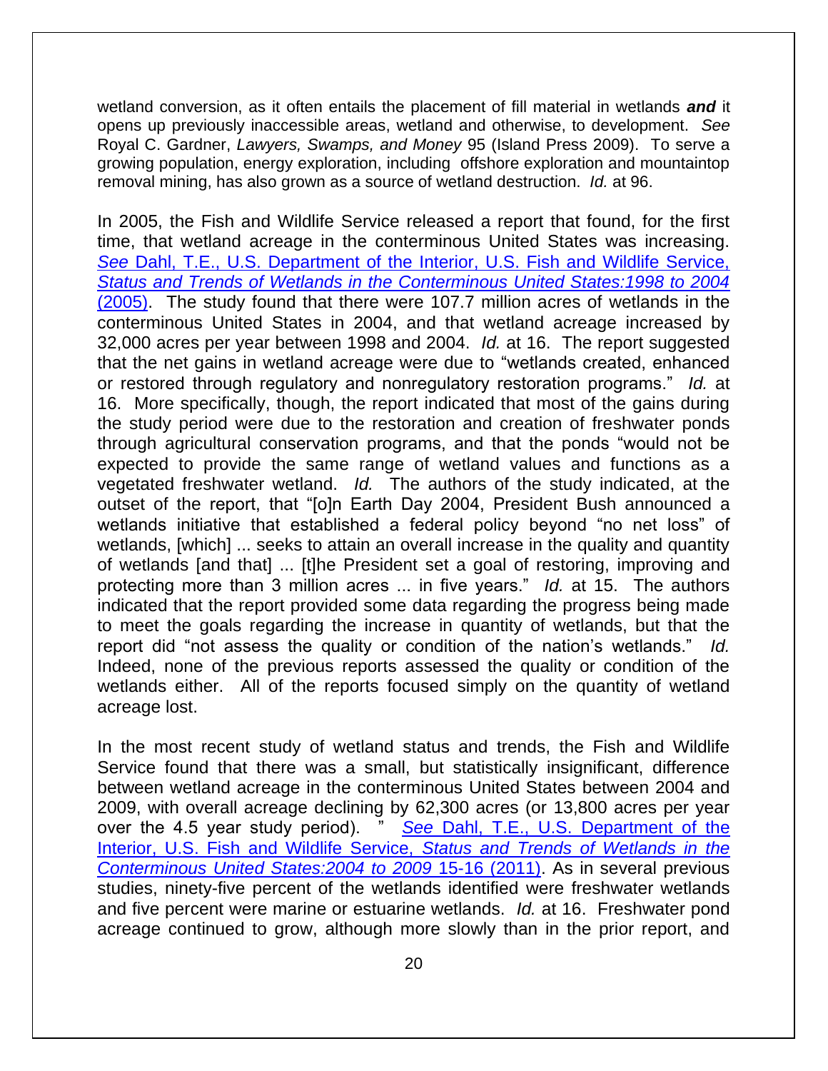wetland conversion, as it often entails the placement of fill material in wetlands ***and*** it opens up previously inaccessible areas, wetland and otherwise, to development. *See* Royal C. Gardner, *Lawyers, Swamps, and Money* 95 (Island Press 2009). To serve a growing population, energy exploration, including offshore exploration and mountaintop removal mining, has also grown as a source of wetland destruction. *Id.* at 96.

In 2005, the Fish and Wildlife Service released a report that found, for the first time, that wetland acreage in the conterminous United States was increasing. *See* Dahl, T.E., U.S. Department of the Interior, U.S. Fish and Wildlife Service, *Status and Trends of Wetlands in the Conterminous United States:1998 to 2004* (2005). The study found that there were 107.7 million acres of wetlands in the conterminous United States in 2004, and that wetland acreage increased by 32,000 acres per year between 1998 and 2004. *Id.* at 16. The report suggested that the net gains in wetland acreage were due to "wetlands created, enhanced or restored through regulatory and nonregulatory restoration programs." *Id.* at 16. More specifically, though, the report indicated that most of the gains during the study period were due to the restoration and creation of freshwater ponds through agricultural conservation programs, and that the ponds "would not be expected to provide the same range of wetland values and functions as a vegetated freshwater wetland. *Id.* The authors of the study indicated, at the outset of the report, that "[o]n Earth Day 2004, President Bush announced a wetlands initiative that established a federal policy beyond "no net loss" of wetlands, [which] ... seeks to attain an overall increase in the quality and quantity of wetlands [and that] ... [t]he President set a goal of restoring, improving and protecting more than 3 million acres ... in five years." *Id.* at 15. The authors indicated that the report provided some data regarding the progress being made to meet the goals regarding the increase in quantity of wetlands, but that the report did "not assess the quality or condition of the nation's wetlands." *Id.* Indeed, none of the previous reports assessed the quality or condition of the wetlands either. All of the reports focused simply on the quantity of wetland acreage lost.

In the most recent study of wetland status and trends, the Fish and Wildlife Service found that there was a small, but statistically insignificant, difference between wetland acreage in the conterminous United States between 2004 and 2009, with overall acreage declining by 62,300 acres (or 13,800 acres per year over the 4.5 year study period). " *See* Dahl, T.E., U.S. Department of the Interior, U.S. Fish and Wildlife Service, *Status and Trends of Wetlands in the Conterminous United States:2004 to 2009* 15-16 (2011). As in several previous studies, ninety-five percent of the wetlands identified were freshwater wetlands and five percent were marine or estuarine wetlands. *Id.* at 16. Freshwater pond acreage continued to grow, although more slowly than in the prior report, and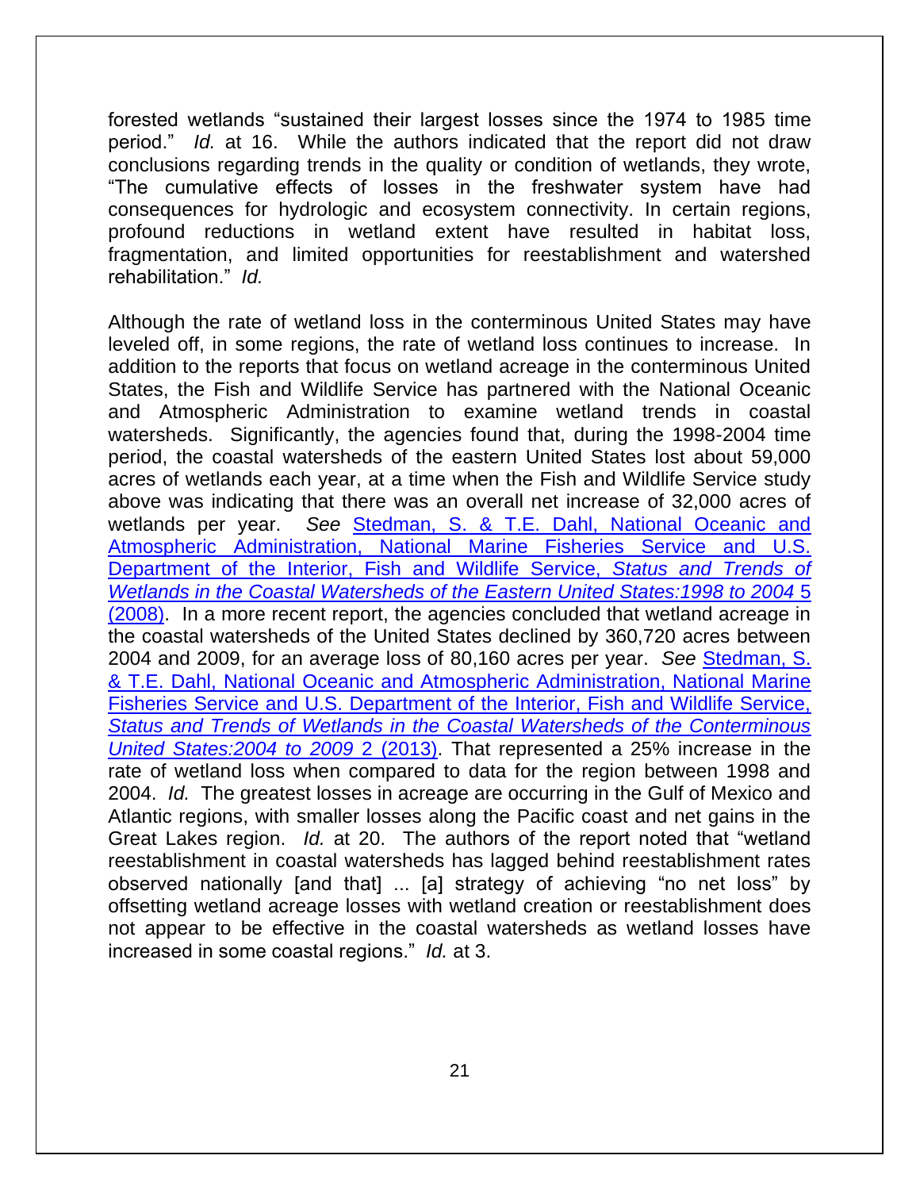forested wetlands "sustained their largest losses since the 1974 to 1985 time period." *Id.* at 16. While the authors indicated that the report did not draw conclusions regarding trends in the quality or condition of wetlands, they wrote, "The cumulative effects of losses in the freshwater system have had consequences for hydrologic and ecosystem connectivity. In certain regions, profound reductions in wetland extent have resulted in habitat loss, fragmentation, and limited opportunities for reestablishment and watershed rehabilitation." *Id.*

Although the rate of wetland loss in the conterminous United States may have leveled off, in some regions, the rate of wetland loss continues to increase. In addition to the reports that focus on wetland acreage in the conterminous United States, the Fish and Wildlife Service has partnered with the National Oceanic and Atmospheric Administration to examine wetland trends in coastal watersheds. Significantly, the agencies found that, during the 1998-2004 time period, the coastal watersheds of the eastern United States lost about 59,000 acres of wetlands each year, at a time when the Fish and Wildlife Service study above was indicating that there was an overall net increase of 32,000 acres of wetlands per year. *See* Stedman, S. & T.E. Dahl, National Oceanic and Atmospheric Administration, National Marine Fisheries Service and U.S. Department of the Interior, Fish and Wildlife Service, *Status and Trends of Wetlands in the Coastal Watersheds of the Eastern United States:1998 to 2004* 5 (2008). In a more recent report, the agencies concluded that wetland acreage in the coastal watersheds of the United States declined by 360,720 acres between 2004 and 2009, for an average loss of 80,160 acres per year. *See* Stedman, S. & T.E. Dahl, National Oceanic and Atmospheric Administration, National Marine Fisheries Service and U.S. Department of the Interior, Fish and Wildlife Service, *Status and Trends of Wetlands in the Coastal Watersheds of the Conterminous United States:2004 to 2009* 2 (2013). That represented a 25% increase in the rate of wetland loss when compared to data for the region between 1998 and 2004. *Id.* The greatest losses in acreage are occurring in the Gulf of Mexico and Atlantic regions, with smaller losses along the Pacific coast and net gains in the Great Lakes region. *Id.* at 20. The authors of the report noted that "wetland reestablishment in coastal watersheds has lagged behind reestablishment rates observed nationally [and that] ... [a] strategy of achieving "no net loss" by offsetting wetland acreage losses with wetland creation or reestablishment does not appear to be effective in the coastal watersheds as wetland losses have increased in some coastal regions." *Id.* at 3.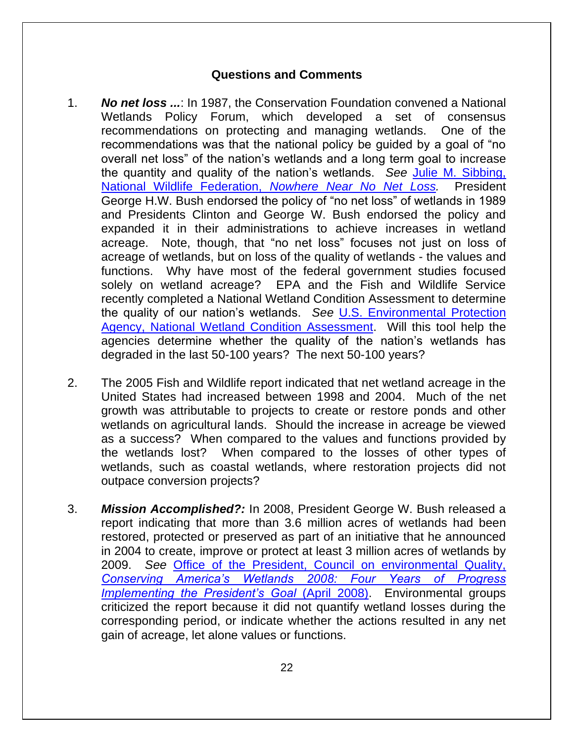## Questions and Comments

1. ***No net loss ...***: In 1987, the Conservation Foundation convened a National Wetlands Policy Forum, which developed a set of consensus recommendations on protecting and managing wetlands. One of the recommendations was that the national policy be guided by a goal of "no overall net loss" of the nation's wetlands and a long term goal to increase the quantity and quality of the nation's wetlands. *See* Julie M. Sibbing, National Wildlife Federation, *Nowhere Near No Net Loss.* President George H.W. Bush endorsed the policy of "no net loss" of wetlands in 1989 and Presidents Clinton and George W. Bush endorsed the policy and expanded it in their administrations to achieve increases in wetland acreage. Note, though, that "no net loss" focuses not just on loss of acreage of wetlands, but on loss of the quality of wetlands - the values and functions. Why have most of the federal government studies focused solely on wetland acreage? EPA and the Fish and Wildlife Service recently completed a National Wetland Condition Assessment to determine the quality of our nation's wetlands. *See* U.S. Environmental Protection Agency, National Wetland Condition Assessment. Will this tool help the agencies determine whether the quality of the nation's wetlands has degraded in the last 50-100 years? The next 50-100 years?

2. The 2005 Fish and Wildlife report indicated that net wetland acreage in the United States had increased between 1998 and 2004. Much of the net growth was attributable to projects to create or restore ponds and other wetlands on agricultural lands. Should the increase in acreage be viewed as a success? When compared to the values and functions provided by the wetlands lost? When compared to the losses of other types of wetlands, such as coastal wetlands, where restoration projects did not outpace conversion projects?

3. ***Mission Accomplished?:*** In 2008, President George W. Bush released a report indicating that more than 3.6 million acres of wetlands had been restored, protected or preserved as part of an initiative that he announced in 2004 to create, improve or protect at least 3 million acres of wetlands by 2009. *See* Office of the President, Council on environmental Quality, *Conserving America's Wetlands 2008: Four Years of Progress Implementing the President's Goal* (April 2008). Environmental groups criticized the report because it did not quantify wetland losses during the corresponding period, or indicate whether the actions resulted in any net gain of acreage, let alone values or functions.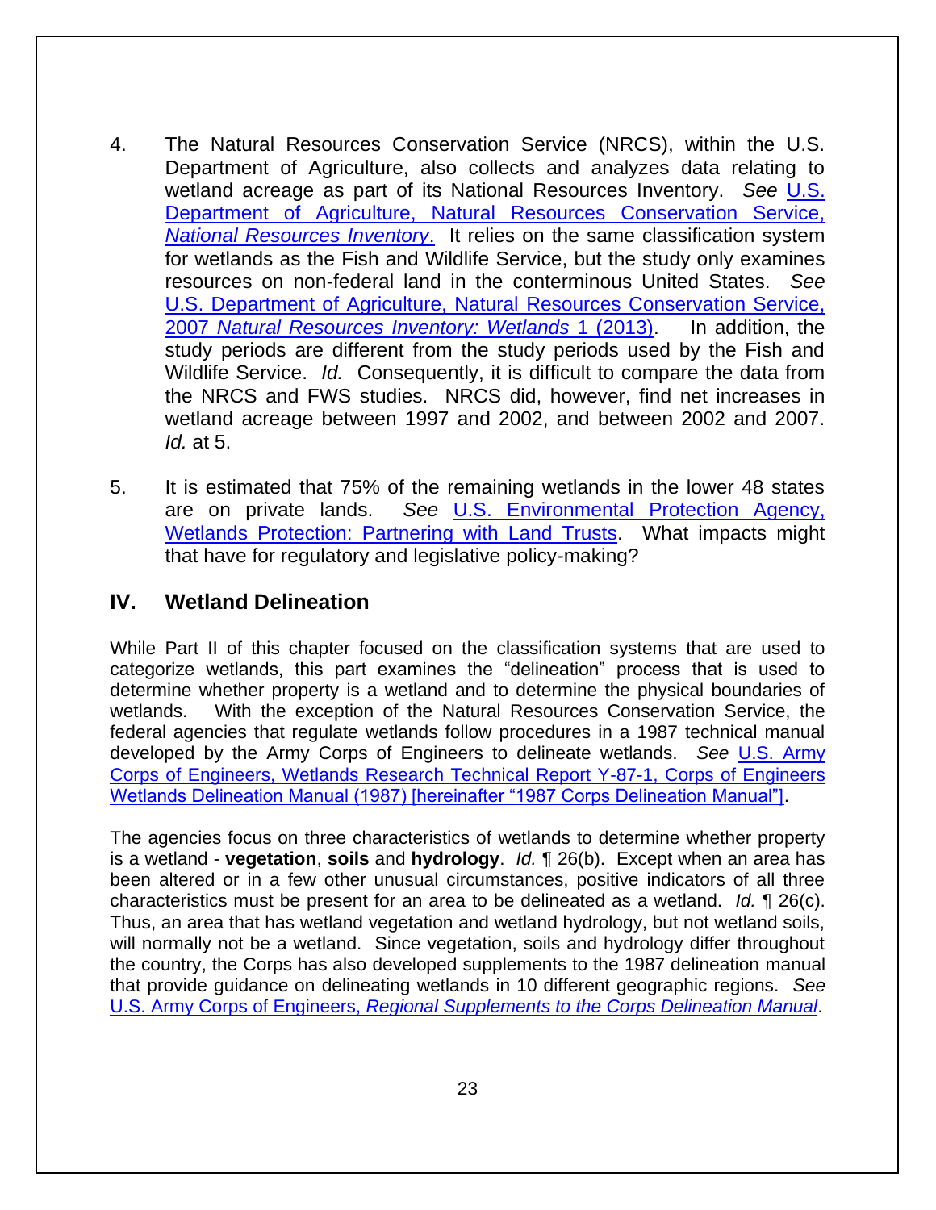4. The Natural Resources Conservation Service (NRCS), within the U.S. Department of Agriculture, also collects and analyzes data relating to wetland acreage as part of its National Resources Inventory. *See* U.S. Department of Agriculture, Natural Resources Conservation Service, *National Resources Inventory*. It relies on the same classification system for wetlands as the Fish and Wildlife Service, but the study only examines resources on non-federal land in the conterminous United States. *See* U.S. Department of Agriculture, Natural Resources Conservation Service, 2007 *Natural Resources Inventory: Wetlands* 1 (2013). In addition, the study periods are different from the study periods used by the Fish and Wildlife Service. *Id.* Consequently, it is difficult to compare the data from the NRCS and FWS studies. NRCS did, however, find net increases in wetland acreage between 1997 and 2002, and between 2002 and 2007. *Id.* at 5.

5. It is estimated that 75% of the remaining wetlands in the lower 48 states are on private lands. *See* U.S. Environmental Protection Agency, Wetlands Protection: Partnering with Land Trusts. What impacts might that have for regulatory and legislative policy-making?

## IV. Wetland Delineation

While Part II of this chapter focused on the classification systems that are used to categorize wetlands, this part examines the "delineation" process that is used to determine whether property is a wetland and to determine the physical boundaries of wetlands. With the exception of the Natural Resources Conservation Service, the federal agencies that regulate wetlands follow procedures in a 1987 technical manual developed by the Army Corps of Engineers to delineate wetlands. *See* U.S. Army Corps of Engineers, Wetlands Research Technical Report Y-87-1, Corps of Engineers Wetlands Delineation Manual (1987) [hereinafter "1987 Corps Delineation Manual"].

The agencies focus on three characteristics of wetlands to determine whether property is a wetland - **vegetation**, **soils** and **hydrology**. *Id.* ¶ 26(b). Except when an area has been altered or in a few other unusual circumstances, positive indicators of all three characteristics must be present for an area to be delineated as a wetland. *Id.* ¶ 26(c). Thus, an area that has wetland vegetation and wetland hydrology, but not wetland soils, will normally not be a wetland. Since vegetation, soils and hydrology differ throughout the country, the Corps has also developed supplements to the 1987 delineation manual that provide guidance on delineating wetlands in 10 different geographic regions. *See* U.S. Army Corps of Engineers, *Regional Supplements to the Corps Delineation Manual*.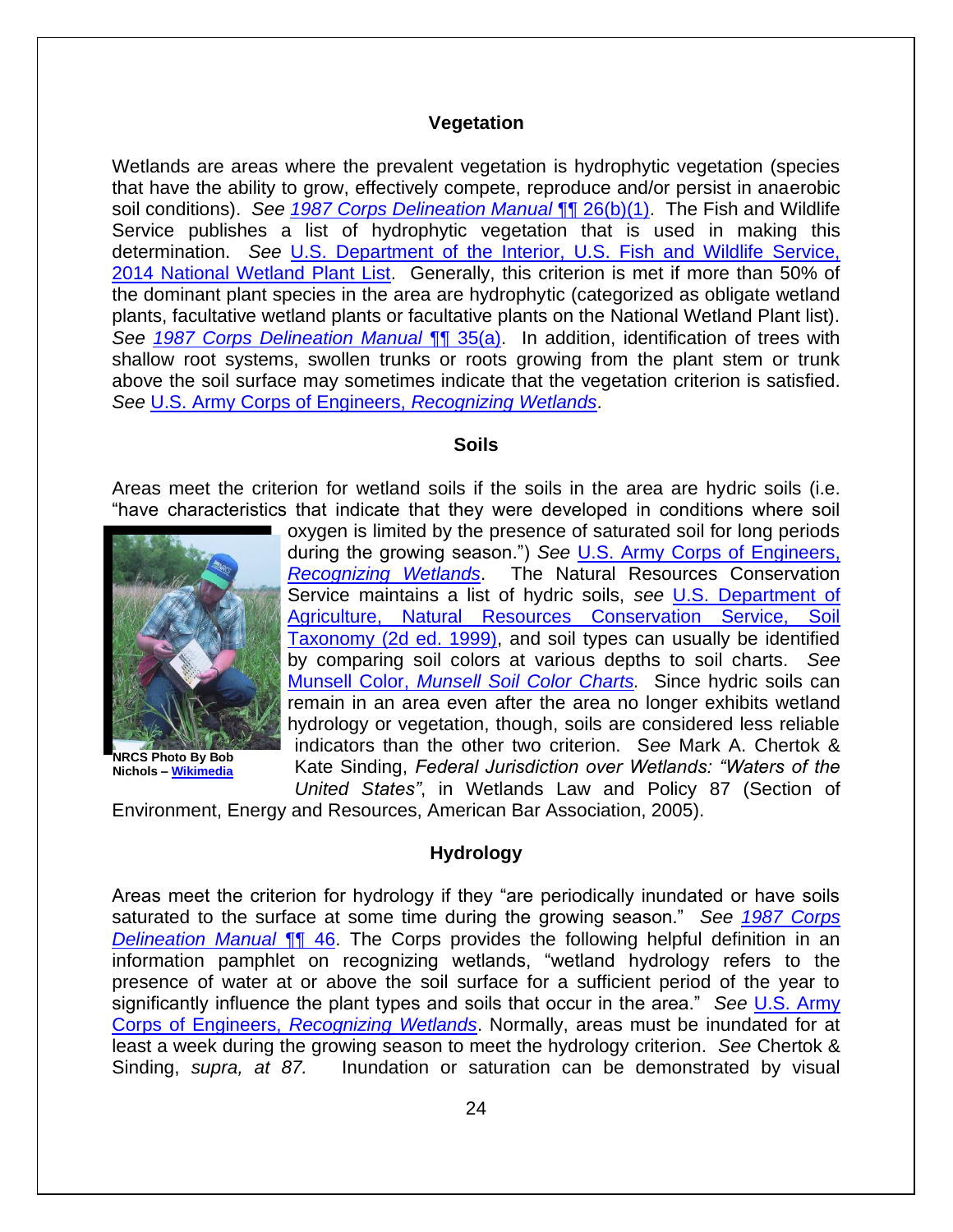### Vegetation

Wetlands are areas where the prevalent vegetation is hydrophytic vegetation (species that have the ability to grow, effectively compete, reproduce and/or persist in anaerobic soil conditions). *See* *1987 Corps Delineation Manual* ¶¶ 26(b)(1). The Fish and Wildlife Service publishes a list of hydrophytic vegetation that is used in making this determination. *See* U.S. Department of the Interior, U.S. Fish and Wildlife Service, 2014 National Wetland Plant List. Generally, this criterion is met if more than 50% of the dominant plant species in the area are hydrophytic (categorized as obligate wetland plants, facultative wetland plants or facultative plants on the National Wetland Plant list). *See* *1987 Corps Delineation Manual* ¶¶ 35(a). In addition, identification of trees with shallow root systems, swollen trunks or roots growing from the plant stem or trunk above the soil surface may sometimes indicate that the vegetation criterion is satisfied. *See* U.S. Army Corps of Engineers, *Recognizing Wetlands*.

### Soils

Areas meet the criterion for wetland soils if the soils in the area are hydric soils (i.e. "have characteristics that indicate that they were developed in conditions where soil oxygen is limited by the presence of saturated soil for long periods during the growing season.") *See* U.S. Army Corps of Engineers, *Recognizing Wetlands*. The Natural Resources Conservation Service maintains a list of hydric soils, *see* U.S. Department of Agriculture, Natural Resources Conservation Service, Soil Taxonomy (2d ed. 1999), and soil types can usually be identified by comparing soil colors at various depths to soil charts. *See* Munsell Color, *Munsell Soil Color Charts.* Since hydric soils can remain in an area even after the area no longer exhibits wetland hydrology or vegetation, though, soils are considered less reliable indicators than the other two criterion. *See* Mark A. Chertok & Kate Sinding, *Federal Jurisdiction over Wetlands: "Waters of the United States"*, in Wetlands Law and Policy 87 (Section of Environment, Energy and Resources, American Bar Association, 2005).

**NRCS Photo By Bob Nichols – Wikimedia**

### Hydrology

Areas meet the criterion for hydrology if they "are periodically inundated or have soils saturated to the surface at some time during the growing season." *See* *1987 Corps Delineation Manual* ¶¶ 46. The Corps provides the following helpful definition in an information pamphlet on recognizing wetlands, "wetland hydrology refers to the presence of water at or above the soil surface for a sufficient period of the year to significantly influence the plant types and soils that occur in the area." *See* U.S. Army Corps of Engineers, *Recognizing Wetlands*. Normally, areas must be inundated for at least a week during the growing season to meet the hydrology criterion. *See* Chertok & Sinding, *supra, at 87.* Inundation or saturation can be demonstrated by visual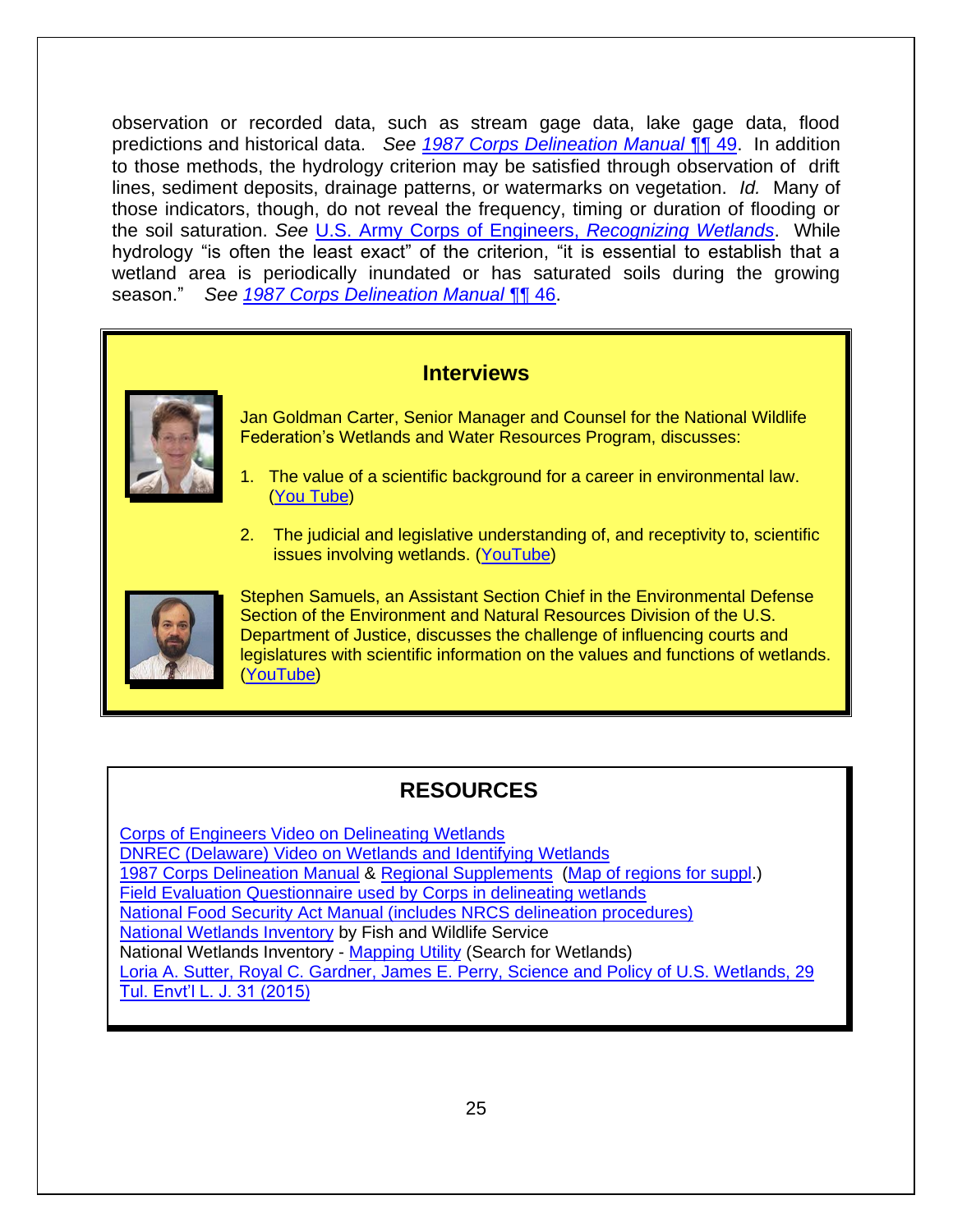observation or recorded data, such as stream gage data, lake gage data, flood predictions and historical data. *See 1987 Corps Delineation Manual ¶¶ 49*. In addition to those methods, the hydrology criterion may be satisfied through observation of drift lines, sediment deposits, drainage patterns, or watermarks on vegetation. *Id.* Many of those indicators, though, do not reveal the frequency, timing or duration of flooding or the soil saturation. *See* U.S. Army Corps of Engineers, *Recognizing Wetlands*. While hydrology "is often the least exact" of the criterion, "it is essential to establish that a wetland area is periodically inundated or has saturated soils during the growing season." *See 1987 Corps Delineation Manual ¶¶ 46*.

## Interviews

Jan Goldman Carter, Senior Manager and Counsel for the National Wildlife Federation's Wetlands and Water Resources Program, discusses:

1. The value of a scientific background for a career in environmental law. (You Tube)
2. The judicial and legislative understanding of, and receptivity to, scientific issues involving wetlands. (YouTube)

Stephen Samuels, an Assistant Section Chief in the Environmental Defense Section of the Environment and Natural Resources Division of the U.S. Department of Justice, discusses the challenge of influencing courts and legislatures with scientific information on the values and functions of wetlands. (YouTube)

## RESOURCES

Corps of Engineers Video on Delineating Wetlands
DNREC (Delaware) Video on Wetlands and Identifying Wetlands
1987 Corps Delineation Manual & Regional Supplements (Map of regions for suppl.)
Field Evaluation Questionnaire used by Corps in delineating wetlands
National Food Security Act Manual (includes NRCS delineation procedures)
National Wetlands Inventory by Fish and Wildlife Service
National Wetlands Inventory - Mapping Utility (Search for Wetlands)
Loria A. Sutter, Royal C. Gardner, James E. Perry, Science and Policy of U.S. Wetlands, 29 Tul. Envt'l L. J. 31 (2015)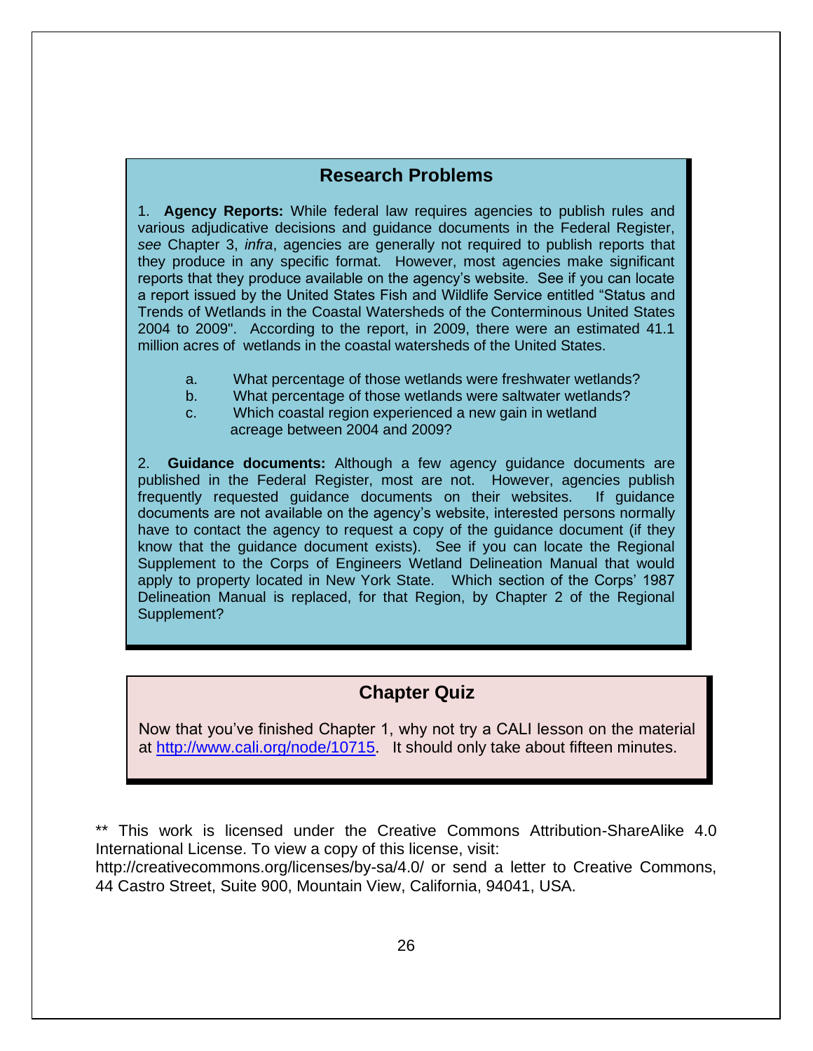## Research Problems

1. **Agency Reports:** While federal law requires agencies to publish rules and various adjudicative decisions and guidance documents in the Federal Register, *see* Chapter 3, *infra*, agencies are generally not required to publish reports that they produce in any specific format. However, most agencies make significant reports that they produce available on the agency's website. See if you can locate a report issued by the United States Fish and Wildlife Service entitled "Status and Trends of Wetlands in the Coastal Watersheds of the Conterminous United States 2004 to 2009". According to the report, in 2009, there were an estimated 41.1 million acres of wetlands in the coastal watersheds of the United States.

   a. What percentage of those wetlands were freshwater wetlands?
   b. What percentage of those wetlands were saltwater wetlands?
   c. Which coastal region experienced a new gain in wetland acreage between 2004 and 2009?

2. **Guidance documents:** Although a few agency guidance documents are published in the Federal Register, most are not. However, agencies publish frequently requested guidance documents on their websites. If guidance documents are not available on the agency's website, interested persons normally have to contact the agency to request a copy of the guidance document (if they know that the guidance document exists). See if you can locate the Regional Supplement to the Corps of Engineers Wetland Delineation Manual that would apply to property located in New York State. Which section of the Corps' 1987 Delineation Manual is replaced, for that Region, by Chapter 2 of the Regional Supplement?

## Chapter Quiz

Now that you've finished Chapter 1, why not try a CALI lesson on the material at [http://www.cali.org/node/10715](http://www.cali.org/node/10715). It should only take about fifteen minutes.

** This work is licensed under the Creative Commons Attribution-ShareAlike 4.0 International License. To view a copy of this license, visit: http://creativecommons.org/licenses/by-sa/4.0/ or send a letter to Creative Commons, 44 Castro Street, Suite 900, Mountain View, California, 94041, USA.